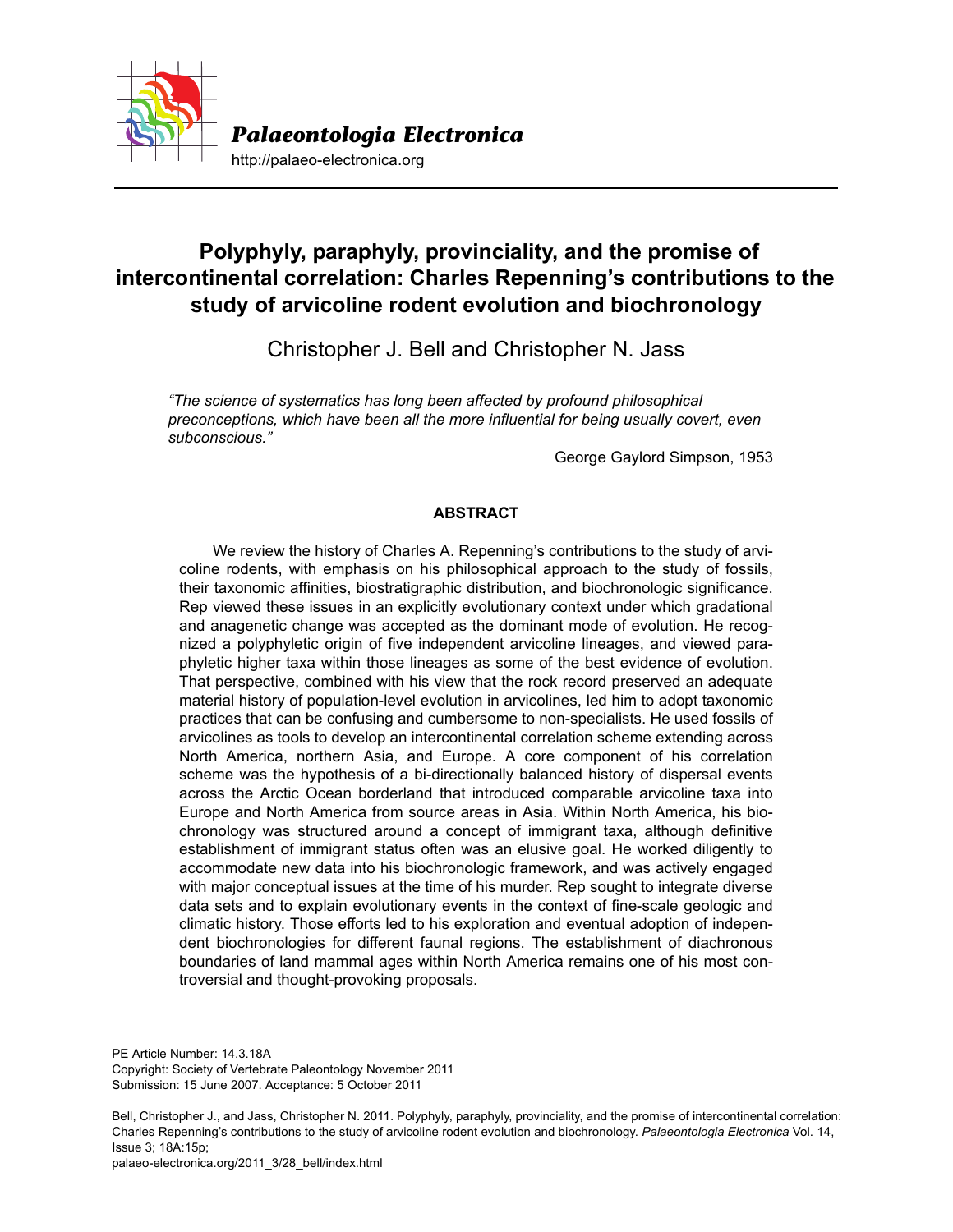*Palaeontologia Electronica*

http://palaeo-electronica.org

# Polyphyly, paraphyly, provinciality, and the promise of intercontinental correlation: Charles Repenning's contributions to the study of arvicoline rodent evolution and biochronology

Christopher J. Bell and Christopher N. Jass

*"The science of systematics has long been affected by profound philosophical preconceptions, which have been all the more influential for being usually covert, even subconscious."*

George Gaylord Simpson, 1953

## ABSTRACT

We review the history of Charles A. Repenning's contributions to the study of arvicoline rodents, with emphasis on his philosophical approach to the study of fossils, their taxonomic affinities, biostratigraphic distribution, and biochronologic significance. Rep viewed these issues in an explicitly evolutionary context under which gradational and anagenetic change was accepted as the dominant mode of evolution. He recognized a polyphyletic origin of five independent arvicoline lineages, and viewed paraphyletic higher taxa within those lineages as some of the best evidence of evolution. That perspective, combined with his view that the rock record preserved an adequate material history of population-level evolution in arvicolines, led him to adopt taxonomic practices that can be confusing and cumbersome to non-specialists. He used fossils of arvicolines as tools to develop an intercontinental correlation scheme extending across North America, northern Asia, and Europe. A core component of his correlation scheme was the hypothesis of a bi-directionally balanced history of dispersal events across the Arctic Ocean borderland that introduced comparable arvicoline taxa into Europe and North America from source areas in Asia. Within North America, his biochronology was structured around a concept of immigrant taxa, although definitive establishment of immigrant status often was an elusive goal. He worked diligently to accommodate new data into his biochronologic framework, and was actively engaged with major conceptual issues at the time of his murder. Rep sought to integrate diverse data sets and to explain evolutionary events in the context of fine-scale geologic and climatic history. Those efforts led to his exploration and eventual adoption of independent biochronologies for different faunal regions. The establishment of diachronous boundaries of land mammal ages within North America remains one of his most controversial and thought-provoking proposals.

PE Article Number: 14.3.18A
Copyright: Society of Vertebrate Paleontology November 2011
Submission: 15 June 2007. Acceptance: 5 October 2011

Bell, Christopher J., and Jass, Christopher N. 2011. Polyphyly, paraphyly, provinciality, and the promise of intercontinental correlation: Charles Repenning's contributions to the study of arvicoline rodent evolution and biochronology. *Palaeontologia Electronica* Vol. 14, Issue 3; 18A:15p;
palaeo-electronica.org/2011_3/28_bell/index.html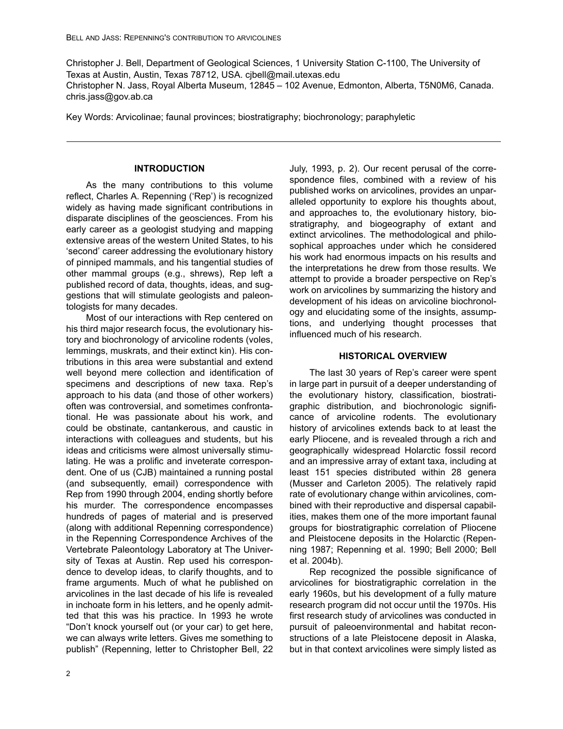Christopher J. Bell, Department of Geological Sciences, 1 University Station C-1100, The University of Texas at Austin, Austin, Texas 78712, USA. cjbell@mail.utexas.edu
Christopher N. Jass, Royal Alberta Museum, 12845 – 102 Avenue, Edmonton, Alberta, T5N0M6, Canada. chris.jass@gov.ab.ca

Key Words: Arvicolinae; faunal provinces; biostratigraphy; biochronology; paraphyletic

## INTRODUCTION

As the many contributions to this volume reflect, Charles A. Repenning ('Rep') is recognized widely as having made significant contributions in disparate disciplines of the geosciences. From his early career as a geologist studying and mapping extensive areas of the western United States, to his 'second' career addressing the evolutionary history of pinniped mammals, and his tangential studies of other mammal groups (e.g., shrews), Rep left a published record of data, thoughts, ideas, and suggestions that will stimulate geologists and paleontologists for many decades.

Most of our interactions with Rep centered on his third major research focus, the evolutionary history and biochronology of arvicoline rodents (voles, lemmings, muskrats, and their extinct kin). His contributions in this area were substantial and extend well beyond mere collection and identification of specimens and descriptions of new taxa. Rep's approach to his data (and those of other workers) often was controversial, and sometimes confrontational. He was passionate about his work, and could be obstinate, cantankerous, and caustic in interactions with colleagues and students, but his ideas and criticisms were almost universally stimulating. He was a prolific and inveterate correspondent. One of us (CJB) maintained a running postal (and subsequently, email) correspondence with Rep from 1990 through 2004, ending shortly before his murder. The correspondence encompasses hundreds of pages of material and is preserved (along with additional Repenning correspondence) in the Repenning Correspondence Archives of the Vertebrate Paleontology Laboratory at The University of Texas at Austin. Rep used his correspondence to develop ideas, to clarify thoughts, and to frame arguments. Much of what he published on arvicolines in the last decade of his life is revealed in inchoate form in his letters, and he openly admitted that this was his practice. In 1993 he wrote "Don't knock yourself out (or your car) to get here, we can always write letters. Gives me something to publish" (Repenning, letter to Christopher Bell, 22 July, 1993, p. 2). Our recent perusal of the correspondence files, combined with a review of his published works on arvicolines, provides an unparalleled opportunity to explore his thoughts about, and approaches to, the evolutionary history, biostratigraphy, and biogeography of extant and extinct arvicolines. The methodological and philosophical approaches under which he considered his work had enormous impacts on his results and the interpretations he drew from those results. We attempt to provide a broader perspective on Rep's work on arvicolines by summarizing the history and development of his ideas on arvicoline biochronology and elucidating some of the insights, assumptions, and underlying thought processes that influenced much of his research.

## HISTORICAL OVERVIEW

The last 30 years of Rep's career were spent in large part in pursuit of a deeper understanding of the evolutionary history, classification, biostratigraphic distribution, and biochronologic significance of arvicoline rodents. The evolutionary history of arvicolines extends back to at least the early Pliocene, and is revealed through a rich and geographically widespread Holarctic fossil record and an impressive array of extant taxa, including at least 151 species distributed within 28 genera (Musser and Carleton 2005). The relatively rapid rate of evolutionary change within arvicolines, combined with their reproductive and dispersal capabilities, makes them one of the more important faunal groups for biostratigraphic correlation of Pliocene and Pleistocene deposits in the Holarctic (Repenning 1987; Repenning et al. 1990; Bell 2000; Bell et al. 2004b).

Rep recognized the possible significance of arvicolines for biostratigraphic correlation in the early 1960s, but his development of a fully mature research program did not occur until the 1970s. His first research study of arvicolines was conducted in pursuit of paleoenvironmental and habitat reconstructions of a late Pleistocene deposit in Alaska, but in that context arvicolines were simply listed as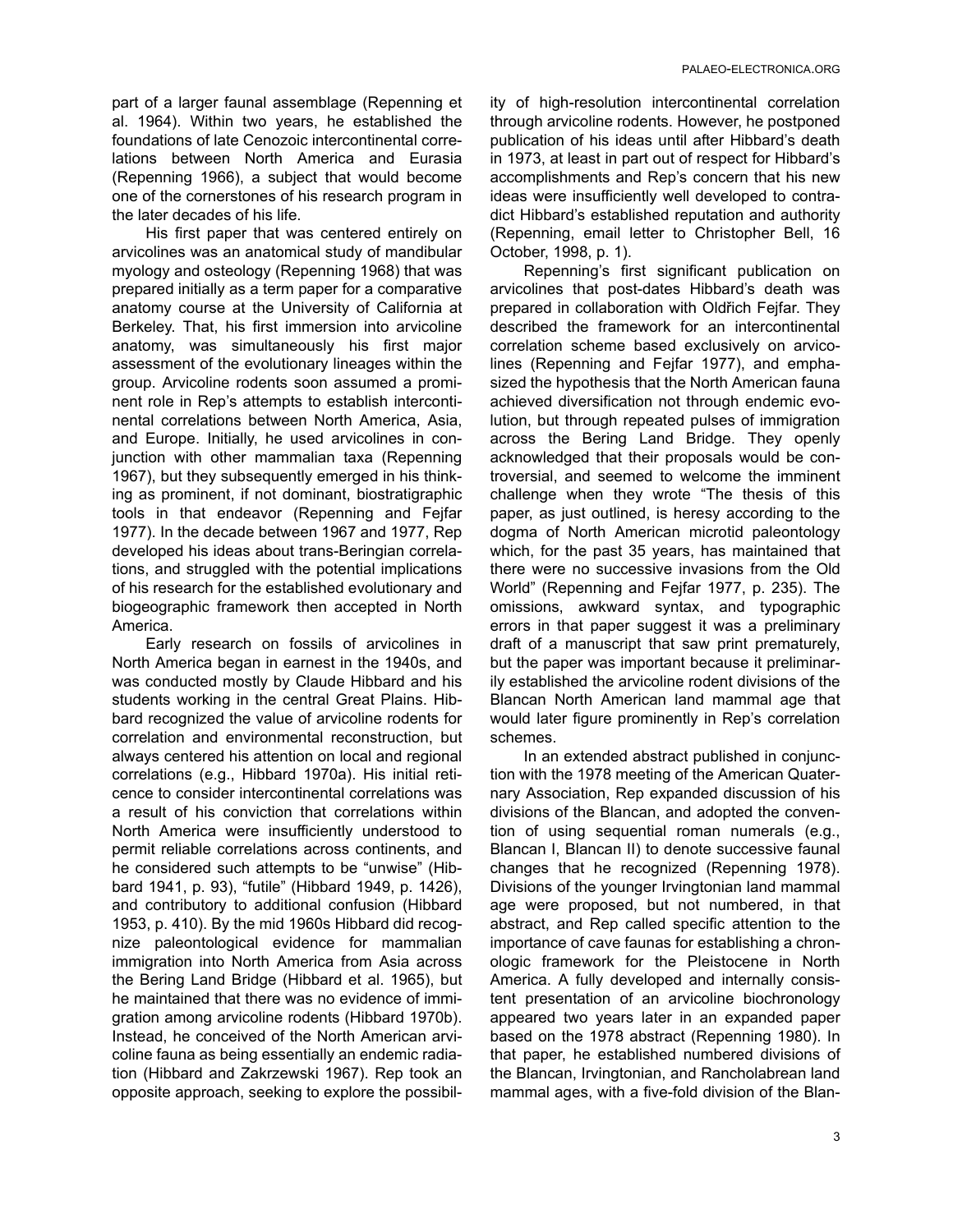part of a larger faunal assemblage (Repenning et al. 1964). Within two years, he established the foundations of late Cenozoic intercontinental correlations between North America and Eurasia (Repenning 1966), a subject that would become one of the cornerstones of his research program in the later decades of his life.

His first paper that was centered entirely on arvicolines was an anatomical study of mandibular myology and osteology (Repenning 1968) that was prepared initially as a term paper for a comparative anatomy course at the University of California at Berkeley. That, his first immersion into arvicoline anatomy, was simultaneously his first major assessment of the evolutionary lineages within the group. Arvicoline rodents soon assumed a prominent role in Rep's attempts to establish intercontinental correlations between North America, Asia, and Europe. Initially, he used arvicolines in conjunction with other mammalian taxa (Repenning 1967), but they subsequently emerged in his thinking as prominent, if not dominant, biostratigraphic tools in that endeavor (Repenning and Fejfar 1977). In the decade between 1967 and 1977, Rep developed his ideas about trans-Beringian correlations, and struggled with the potential implications of his research for the established evolutionary and biogeographic framework then accepted in North America.

Early research on fossils of arvicolines in North America began in earnest in the 1940s, and was conducted mostly by Claude Hibbard and his students working in the central Great Plains. Hibbard recognized the value of arvicoline rodents for correlation and environmental reconstruction, but always centered his attention on local and regional correlations (e.g., Hibbard 1970a). His initial reticence to consider intercontinental correlations was a result of his conviction that correlations within North America were insufficiently understood to permit reliable correlations across continents, and he considered such attempts to be "unwise" (Hibbard 1941, p. 93), "futile" (Hibbard 1949, p. 1426), and contributory to additional confusion (Hibbard 1953, p. 410). By the mid 1960s Hibbard did recognize paleontological evidence for mammalian immigration into North America from Asia across the Bering Land Bridge (Hibbard et al. 1965), but he maintained that there was no evidence of immigration among arvicoline rodents (Hibbard 1970b). Instead, he conceived of the North American arvicoline fauna as being essentially an endemic radiation (Hibbard and Zakrzewski 1967). Rep took an opposite approach, seeking to explore the possibility of high-resolution intercontinental correlation through arvicoline rodents. However, he postponed publication of his ideas until after Hibbard's death in 1973, at least in part out of respect for Hibbard's accomplishments and Rep's concern that his new ideas were insufficiently well developed to contradict Hibbard's established reputation and authority (Repenning, email letter to Christopher Bell, 16 October, 1998, p. 1).

Repenning's first significant publication on arvicolines that post-dates Hibbard's death was prepared in collaboration with Oldřich Fejfar. They described the framework for an intercontinental correlation scheme based exclusively on arvicolines (Repenning and Fejfar 1977), and emphasized the hypothesis that the North American fauna achieved diversification not through endemic evolution, but through repeated pulses of immigration across the Bering Land Bridge. They openly acknowledged that their proposals would be controversial, and seemed to welcome the imminent challenge when they wrote "The thesis of this paper, as just outlined, is heresy according to the dogma of North American microtid paleontology which, for the past 35 years, has maintained that there were no successive invasions from the Old World" (Repenning and Fejfar 1977, p. 235). The omissions, awkward syntax, and typographic errors in that paper suggest it was a preliminary draft of a manuscript that saw print prematurely, but the paper was important because it preliminarily established the arvicoline rodent divisions of the Blancan North American land mammal age that would later figure prominently in Rep's correlation schemes.

In an extended abstract published in conjunction with the 1978 meeting of the American Quaternary Association, Rep expanded discussion of his divisions of the Blancan, and adopted the convention of using sequential roman numerals (e.g., Blancan I, Blancan II) to denote successive faunal changes that he recognized (Repenning 1978). Divisions of the younger Irvingtonian land mammal age were proposed, but not numbered, in that abstract, and Rep called specific attention to the importance of cave faunas for establishing a chronologic framework for the Pleistocene in North America. A fully developed and internally consistent presentation of an arvicoline biochronology appeared two years later in an expanded paper based on the 1978 abstract (Repenning 1980). In that paper, he established numbered divisions of the Blancan, Irvingtonian, and Rancholabrean land mammal ages, with a five-fold division of the Blan-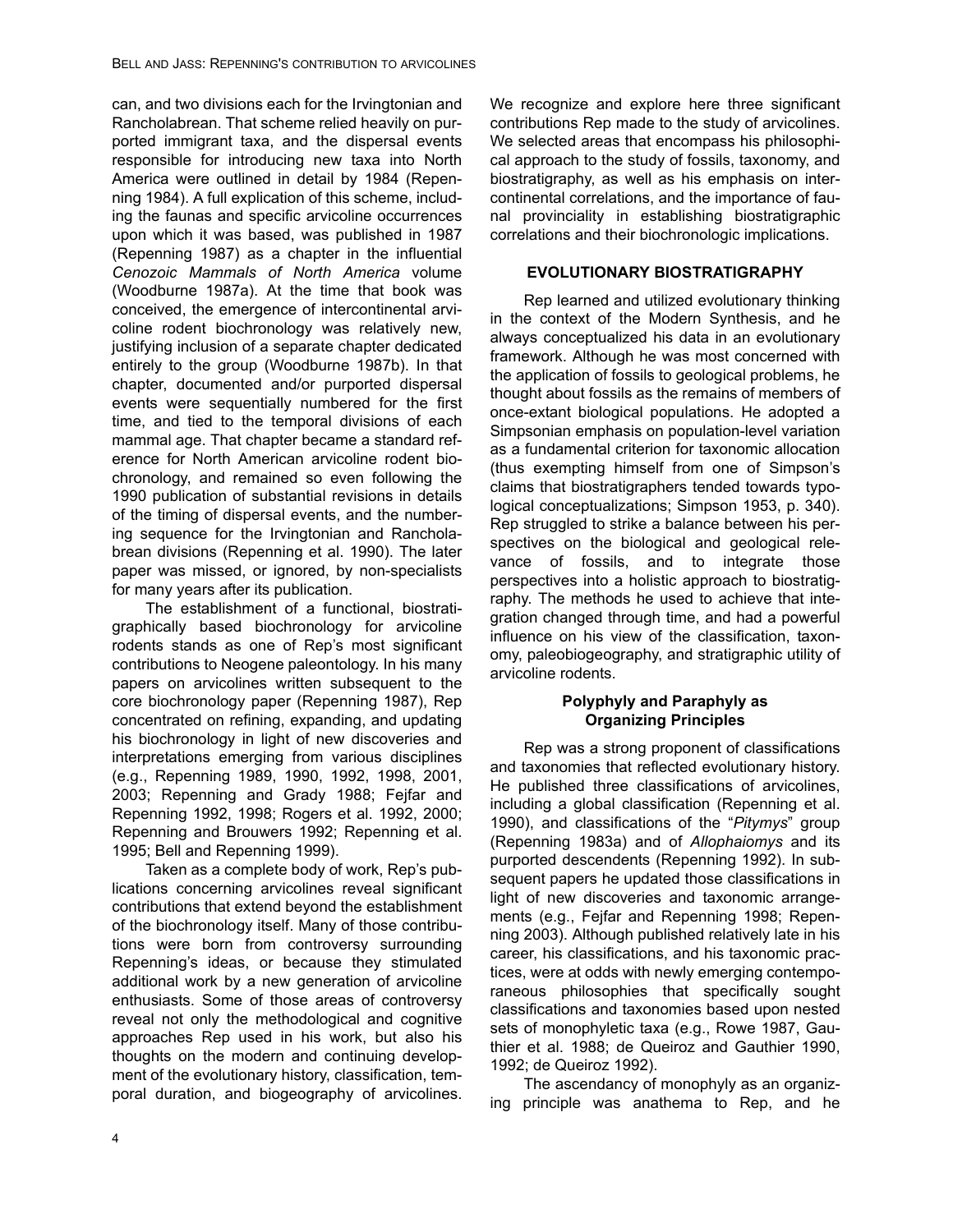can, and two divisions each for the Irvingtonian and Rancholabrean. That scheme relied heavily on purported immigrant taxa, and the dispersal events responsible for introducing new taxa into North America were outlined in detail by 1984 (Repenning 1984). A full explication of this scheme, including the faunas and specific arvicoline occurrences upon which it was based, was published in 1987 (Repenning 1987) as a chapter in the influential *Cenozoic Mammals of North America* volume (Woodburne 1987a). At the time that book was conceived, the emergence of intercontinental arvicoline rodent biochronology was relatively new, justifying inclusion of a separate chapter dedicated entirely to the group (Woodburne 1987b). In that chapter, documented and/or purported dispersal events were sequentially numbered for the first time, and tied to the temporal divisions of each mammal age. That chapter became a standard reference for North American arvicoline rodent biochronology, and remained so even following the 1990 publication of substantial revisions in details of the timing of dispersal events, and the numbering sequence for the Irvingtonian and Rancholabrean divisions (Repenning et al. 1990). The later paper was missed, or ignored, by non-specialists for many years after its publication.

The establishment of a functional, biostratigraphically based biochronology for arvicoline rodents stands as one of Rep's most significant contributions to Neogene paleontology. In his many papers on arvicolines written subsequent to the core biochronology paper (Repenning 1987), Rep concentrated on refining, expanding, and updating his biochronology in light of new discoveries and interpretations emerging from various disciplines (e.g., Repenning 1989, 1990, 1992, 1998, 2001, 2003; Repenning and Grady 1988; Fejfar and Repenning 1992, 1998; Rogers et al. 1992, 2000; Repenning and Brouwers 1992; Repenning et al. 1995; Bell and Repenning 1999).

Taken as a complete body of work, Rep's publications concerning arvicolines reveal significant contributions that extend beyond the establishment of the biochronology itself. Many of those contributions were born from controversy surrounding Repenning's ideas, or because they stimulated additional work by a new generation of arvicoline enthusiasts. Some of those areas of controversy reveal not only the methodological and cognitive approaches Rep used in his work, but also his thoughts on the modern and continuing development of the evolutionary history, classification, temporal duration, and biogeography of arvicolines. We recognize and explore here three significant contributions Rep made to the study of arvicolines. We selected areas that encompass his philosophical approach to the study of fossils, taxonomy, and biostratigraphy, as well as his emphasis on intercontinental correlations, and the importance of faunal provinciality in establishing biostratigraphic correlations and their biochronologic implications.

## EVOLUTIONARY BIOSTRATIGRAPHY

Rep learned and utilized evolutionary thinking in the context of the Modern Synthesis, and he always conceptualized his data in an evolutionary framework. Although he was most concerned with the application of fossils to geological problems, he thought about fossils as the remains of members of once-extant biological populations. He adopted a Simpsonian emphasis on population-level variation as a fundamental criterion for taxonomic allocation (thus exempting himself from one of Simpson's claims that biostratigraphers tended towards typological conceptualizations; Simpson 1953, p. 340). Rep struggled to strike a balance between his perspectives on the biological and geological relevance of fossils, and to integrate those perspectives into a holistic approach to biostratigraphy. The methods he used to achieve that integration changed through time, and had a powerful influence on his view of the classification, taxonomy, paleobiogeography, and stratigraphic utility of arvicoline rodents.

### Polyphyly and Paraphyly as Organizing Principles

Rep was a strong proponent of classifications and taxonomies that reflected evolutionary history. He published three classifications of arvicolines, including a global classification (Repenning et al. 1990), and classifications of the "*Pitymys*" group (Repenning 1983a) and of *Allophaiomys* and its purported descendents (Repenning 1992). In subsequent papers he updated those classifications in light of new discoveries and taxonomic arrangements (e.g., Fejfar and Repenning 1998; Repenning 2003). Although published relatively late in his career, his classifications, and his taxonomic practices, were at odds with newly emerging contemporaneous philosophies that specifically sought classifications and taxonomies based upon nested sets of monophyletic taxa (e.g., Rowe 1987, Gauthier et al. 1988; de Queiroz and Gauthier 1990, 1992; de Queiroz 1992).

The ascendancy of monophyly as an organizing principle was anathema to Rep, and he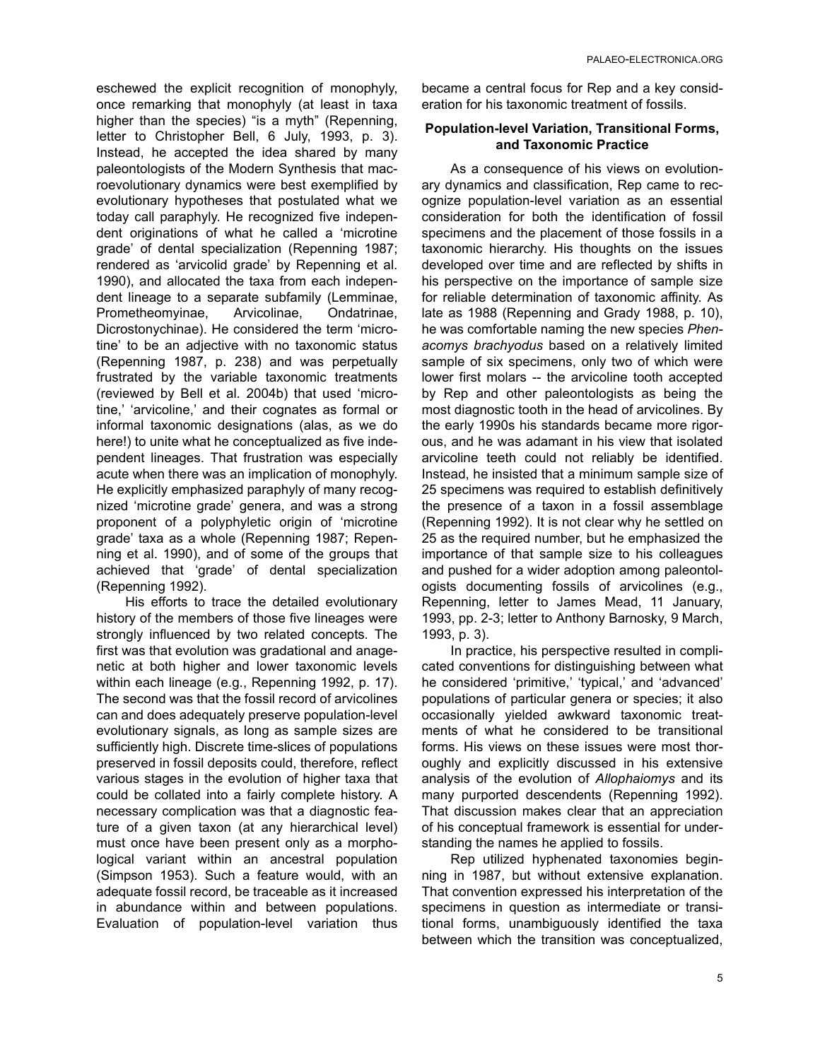eschewed the explicit recognition of monophyly, once remarking that monophyly (at least in taxa higher than the species) "is a myth" (Repenning, letter to Christopher Bell, 6 July, 1993, p. 3). Instead, he accepted the idea shared by many paleontologists of the Modern Synthesis that macroevolutionary dynamics were best exemplified by evolutionary hypotheses that postulated what we today call paraphyly. He recognized five independent originations of what he called a 'microtine grade' of dental specialization (Repenning 1987; rendered as 'arvicolid grade' by Repenning et al. 1990), and allocated the taxa from each independent lineage to a separate subfamily (Lemminae, Prometheomyinae, Arvicolinae, Ondatrinae, Dicrostonychinae). He considered the term 'microtine' to be an adjective with no taxonomic status (Repenning 1987, p. 238) and was perpetually frustrated by the variable taxonomic treatments (reviewed by Bell et al. 2004b) that used 'microtine,' 'arvicoline,' and their cognates as formal or informal taxonomic designations (alas, as we do here!) to unite what he conceptualized as five independent lineages. That frustration was especially acute when there was an implication of monophyly. He explicitly emphasized paraphyly of many recognized 'microtine grade' genera, and was a strong proponent of a polyphyletic origin of 'microtine grade' taxa as a whole (Repenning 1987; Repenning et al. 1990), and of some of the groups that achieved that 'grade' of dental specialization (Repenning 1992).

His efforts to trace the detailed evolutionary history of the members of those five lineages were strongly influenced by two related concepts. The first was that evolution was gradational and anagenetic at both higher and lower taxonomic levels within each lineage (e.g., Repenning 1992, p. 17). The second was that the fossil record of arvicolines can and does adequately preserve population-level evolutionary signals, as long as sample sizes are sufficiently high. Discrete time-slices of populations preserved in fossil deposits could, therefore, reflect various stages in the evolution of higher taxa that could be collated into a fairly complete history. A necessary complication was that a diagnostic feature of a given taxon (at any hierarchical level) must once have been present only as a morphological variant within an ancestral population (Simpson 1953). Such a feature would, with an adequate fossil record, be traceable as it increased in abundance within and between populations. Evaluation of population-level variation thus became a central focus for Rep and a key consideration for his taxonomic treatment of fossils.

## Population-level Variation, Transitional Forms, and Taxonomic Practice

As a consequence of his views on evolutionary dynamics and classification, Rep came to recognize population-level variation as an essential consideration for both the identification of fossil specimens and the placement of those fossils in a taxonomic hierarchy. His thoughts on the issues developed over time and are reflected by shifts in his perspective on the importance of sample size for reliable determination of taxonomic affinity. As late as 1988 (Repenning and Grady 1988, p. 10), he was comfortable naming the new species *Phenacomys brachyodus* based on a relatively limited sample of six specimens, only two of which were lower first molars -- the arvicoline tooth accepted by Rep and other paleontologists as being the most diagnostic tooth in the head of arvicolines. By the early 1990s his standards became more rigorous, and he was adamant in his view that isolated arvicoline teeth could not reliably be identified. Instead, he insisted that a minimum sample size of 25 specimens was required to establish definitively the presence of a taxon in a fossil assemblage (Repenning 1992). It is not clear why he settled on 25 as the required number, but he emphasized the importance of that sample size to his colleagues and pushed for a wider adoption among paleontologists documenting fossils of arvicolines (e.g., Repenning, letter to James Mead, 11 January, 1993, pp. 2-3; letter to Anthony Barnosky, 9 March, 1993, p. 3).

In practice, his perspective resulted in complicated conventions for distinguishing between what he considered 'primitive,' 'typical,' and 'advanced' populations of particular genera or species; it also occasionally yielded awkward taxonomic treatments of what he considered to be transitional forms. His views on these issues were most thoroughly and explicitly discussed in his extensive analysis of the evolution of *Allophaiomys* and its many purported descendents (Repenning 1992). That discussion makes clear that an appreciation of his conceptual framework is essential for understanding the names he applied to fossils.

Rep utilized hyphenated taxonomies beginning in 1987, but without extensive explanation. That convention expressed his interpretation of the specimens in question as intermediate or transitional forms, unambiguously identified the taxa between which the transition was conceptualized,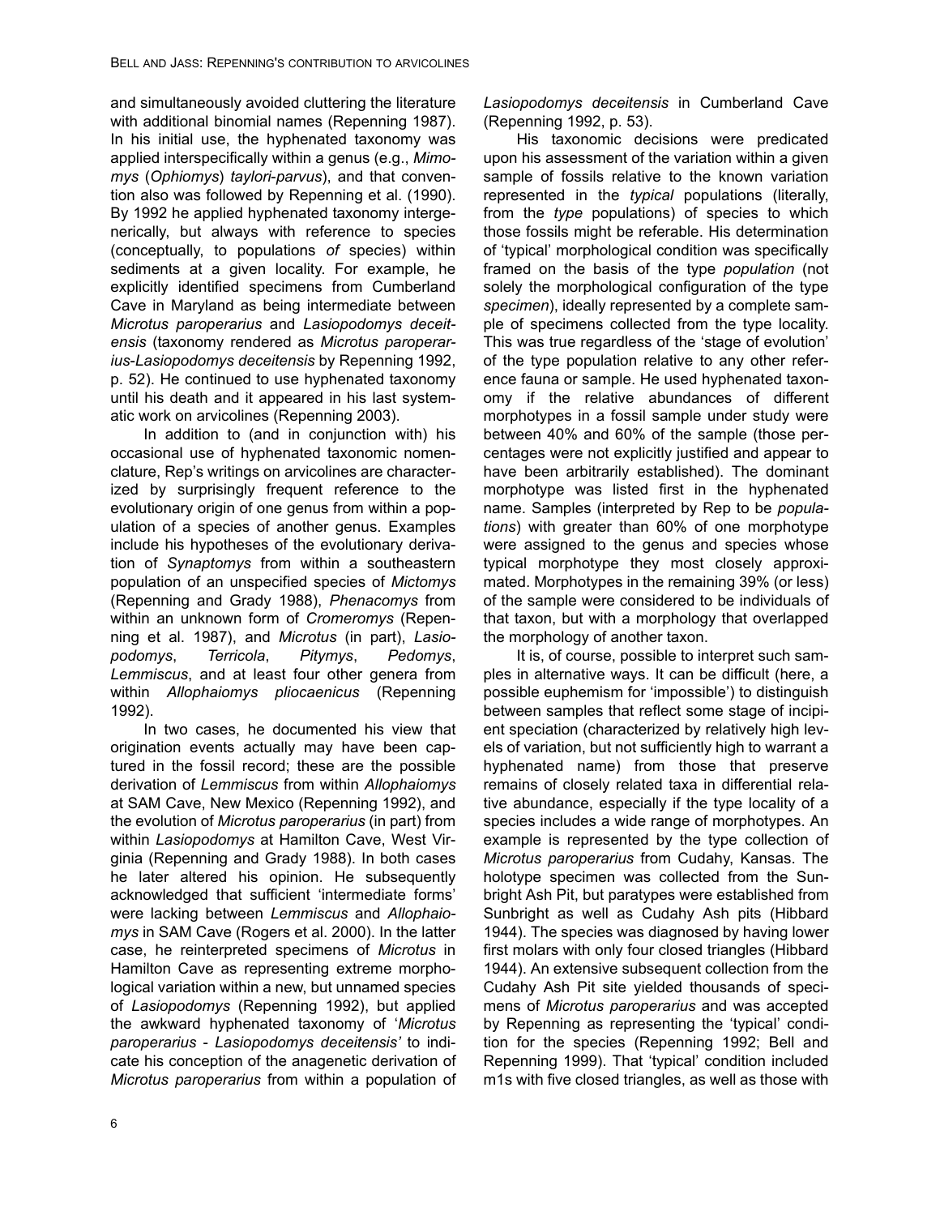and simultaneously avoided cluttering the literature with additional binomial names (Repenning 1987). In his initial use, the hyphenated taxonomy was applied interspecifically within a genus (e.g., *Mimomys* (*Ophiomys*) *taylori-parvus*), and that convention also was followed by Repenning et al. (1990). By 1992 he applied hyphenated taxonomy intergenerically, but always with reference to species (conceptually, to populations *of* species) within sediments at a given locality. For example, he explicitly identified specimens from Cumberland Cave in Maryland as being intermediate between *Microtus paroperarius* and *Lasiopodomys deceitensis* (taxonomy rendered as *Microtus paroperarius-Lasiopodomys deceitensis* by Repenning 1992, p. 52). He continued to use hyphenated taxonomy until his death and it appeared in his last systematic work on arvicolines (Repenning 2003).

In addition to (and in conjunction with) his occasional use of hyphenated taxonomic nomenclature, Rep's writings on arvicolines are characterized by surprisingly frequent reference to the evolutionary origin of one genus from within a population of a species of another genus. Examples include his hypotheses of the evolutionary derivation of *Synaptomys* from within a southeastern population of an unspecified species of *Mictomys* (Repenning and Grady 1988), *Phenacomys* from within an unknown form of *Cromeromys* (Repenning et al. 1987), and *Microtus* (in part), *Lasiopodomys*, *Terricola*, *Pitymys*, *Pedomys*, *Lemmiscus*, and at least four other genera from within *Allophaiomys pliocaenicus* (Repenning 1992).

In two cases, he documented his view that origination events actually may have been captured in the fossil record; these are the possible derivation of *Lemmiscus* from within *Allophaiomys* at SAM Cave, New Mexico (Repenning 1992), and the evolution of *Microtus paroperarius* (in part) from within *Lasiopodomys* at Hamilton Cave, West Virginia (Repenning and Grady 1988). In both cases he later altered his opinion. He subsequently acknowledged that sufficient 'intermediate forms' were lacking between *Lemmiscus* and *Allophaiomys* in SAM Cave (Rogers et al. 2000). In the latter case, he reinterpreted specimens of *Microtus* in Hamilton Cave as representing extreme morphological variation within a new, but unnamed species of *Lasiopodomys* (Repenning 1992), but applied the awkward hyphenated taxonomy of '*Microtus paroperarius - Lasiopodomys deceitensis'* to indicate his conception of the anagenetic derivation of *Microtus paroperarius* from within a population of *Lasiopodomys deceitensis* in Cumberland Cave (Repenning 1992, p. 53).

His taxonomic decisions were predicated upon his assessment of the variation within a given sample of fossils relative to the known variation represented in the *typical* populations (literally, from the *type* populations) of species to which those fossils might be referable. His determination of 'typical' morphological condition was specifically framed on the basis of the type *population* (not solely the morphological configuration of the type *specimen*), ideally represented by a complete sample of specimens collected from the type locality. This was true regardless of the 'stage of evolution' of the type population relative to any other reference fauna or sample. He used hyphenated taxonomy if the relative abundances of different morphotypes in a fossil sample under study were between 40% and 60% of the sample (those percentages were not explicitly justified and appear to have been arbitrarily established). The dominant morphotype was listed first in the hyphenated name. Samples (interpreted by Rep to be *populations*) with greater than 60% of one morphotype were assigned to the genus and species whose typical morphotype they most closely approximated. Morphotypes in the remaining 39% (or less) of the sample were considered to be individuals of that taxon, but with a morphology that overlapped the morphology of another taxon.

It is, of course, possible to interpret such samples in alternative ways. It can be difficult (here, a possible euphemism for 'impossible') to distinguish between samples that reflect some stage of incipient speciation (characterized by relatively high levels of variation, but not sufficiently high to warrant a hyphenated name) from those that preserve remains of closely related taxa in differential relative abundance, especially if the type locality of a species includes a wide range of morphotypes. An example is represented by the type collection of *Microtus paroperarius* from Cudahy, Kansas. The holotype specimen was collected from the Sunbright Ash Pit, but paratypes were established from Sunbright as well as Cudahy Ash pits (Hibbard 1944). The species was diagnosed by having lower first molars with only four closed triangles (Hibbard 1944). An extensive subsequent collection from the Cudahy Ash Pit site yielded thousands of specimens of *Microtus paroperarius* and was accepted by Repenning as representing the 'typical' condition for the species (Repenning 1992; Bell and Repenning 1999). That 'typical' condition included m1s with five closed triangles, as well as those with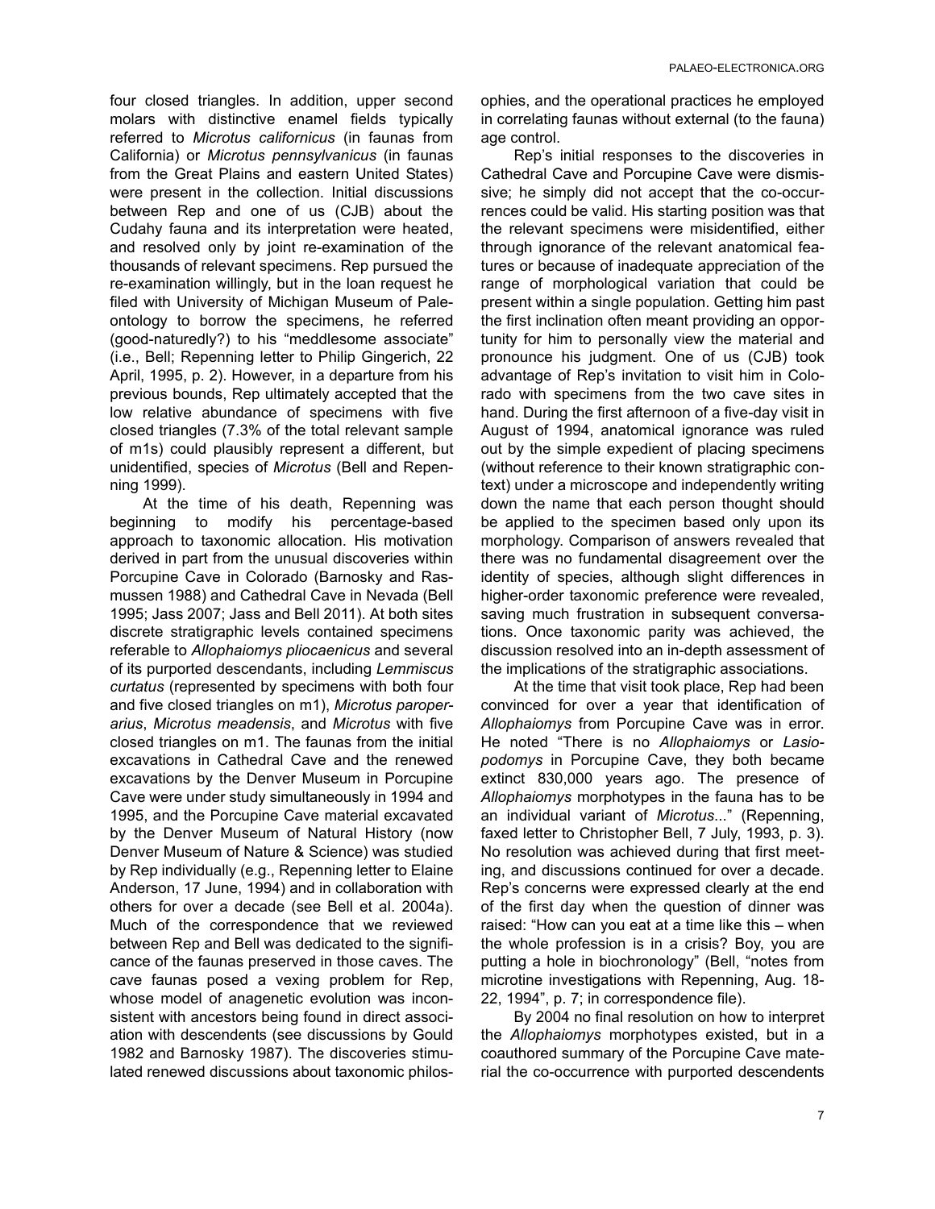four closed triangles. In addition, upper second molars with distinctive enamel fields typically referred to *Microtus californicus* (in faunas from California) or *Microtus pennsylvanicus* (in faunas from the Great Plains and eastern United States) were present in the collection. Initial discussions between Rep and one of us (CJB) about the Cudahy fauna and its interpretation were heated, and resolved only by joint re-examination of the thousands of relevant specimens. Rep pursued the re-examination willingly, but in the loan request he filed with University of Michigan Museum of Paleontology to borrow the specimens, he referred (good-naturedly?) to his "meddlesome associate" (i.e., Bell; Repenning letter to Philip Gingerich, 22 April, 1995, p. 2). However, in a departure from his previous bounds, Rep ultimately accepted that the low relative abundance of specimens with five closed triangles (7.3% of the total relevant sample of m1s) could plausibly represent a different, but unidentified, species of *Microtus* (Bell and Repenning 1999).

At the time of his death, Repenning was beginning to modify his percentage-based approach to taxonomic allocation. His motivation derived in part from the unusual discoveries within Porcupine Cave in Colorado (Barnosky and Rasmussen 1988) and Cathedral Cave in Nevada (Bell 1995; Jass 2007; Jass and Bell 2011). At both sites discrete stratigraphic levels contained specimens referable to *Allophaiomys pliocaenicus* and several of its purported descendants, including *Lemmiscus curtatus* (represented by specimens with both four and five closed triangles on m1), *Microtus paroperarius*, *Microtus meadensis*, and *Microtus* with five closed triangles on m1. The faunas from the initial excavations in Cathedral Cave and the renewed excavations by the Denver Museum in Porcupine Cave were under study simultaneously in 1994 and 1995, and the Porcupine Cave material excavated by the Denver Museum of Natural History (now Denver Museum of Nature & Science) was studied by Rep individually (e.g., Repenning letter to Elaine Anderson, 17 June, 1994) and in collaboration with others for over a decade (see Bell et al. 2004a). Much of the correspondence that we reviewed between Rep and Bell was dedicated to the significance of the faunas preserved in those caves. The cave faunas posed a vexing problem for Rep, whose model of anagenetic evolution was inconsistent with ancestors being found in direct association with descendents (see discussions by Gould 1982 and Barnosky 1987). The discoveries stimulated renewed discussions about taxonomic philosophies, and the operational practices he employed in correlating faunas without external (to the fauna) age control.

Rep's initial responses to the discoveries in Cathedral Cave and Porcupine Cave were dismissive; he simply did not accept that the co-occurrences could be valid. His starting position was that the relevant specimens were misidentified, either through ignorance of the relevant anatomical features or because of inadequate appreciation of the range of morphological variation that could be present within a single population. Getting him past the first inclination often meant providing an opportunity for him to personally view the material and pronounce his judgment. One of us (CJB) took advantage of Rep's invitation to visit him in Colorado with specimens from the two cave sites in hand. During the first afternoon of a five-day visit in August of 1994, anatomical ignorance was ruled out by the simple expedient of placing specimens (without reference to their known stratigraphic context) under a microscope and independently writing down the name that each person thought should be applied to the specimen based only upon its morphology. Comparison of answers revealed that there was no fundamental disagreement over the identity of species, although slight differences in higher-order taxonomic preference were revealed, saving much frustration in subsequent conversations. Once taxonomic parity was achieved, the discussion resolved into an in-depth assessment of the implications of the stratigraphic associations.

At the time that visit took place, Rep had been convinced for over a year that identification of *Allophaiomys* from Porcupine Cave was in error. He noted "There is no *Allophaiomys* or *Lasiopodomys* in Porcupine Cave, they both became extinct 830,000 years ago. The presence of *Allophaiomys* morphotypes in the fauna has to be an individual variant of *Microtus*..." (Repenning, faxed letter to Christopher Bell, 7 July, 1993, p. 3). No resolution was achieved during that first meeting, and discussions continued for over a decade. Rep's concerns were expressed clearly at the end of the first day when the question of dinner was raised: "How can you eat at a time like this – when the whole profession is in a crisis? Boy, you are putting a hole in biochronology" (Bell, "notes from microtine investigations with Repenning, Aug. 18-22, 1994", p. 7; in correspondence file).

By 2004 no final resolution on how to interpret the *Allophaiomys* morphotypes existed, but in a coauthored summary of the Porcupine Cave material the co-occurrence with purported descendents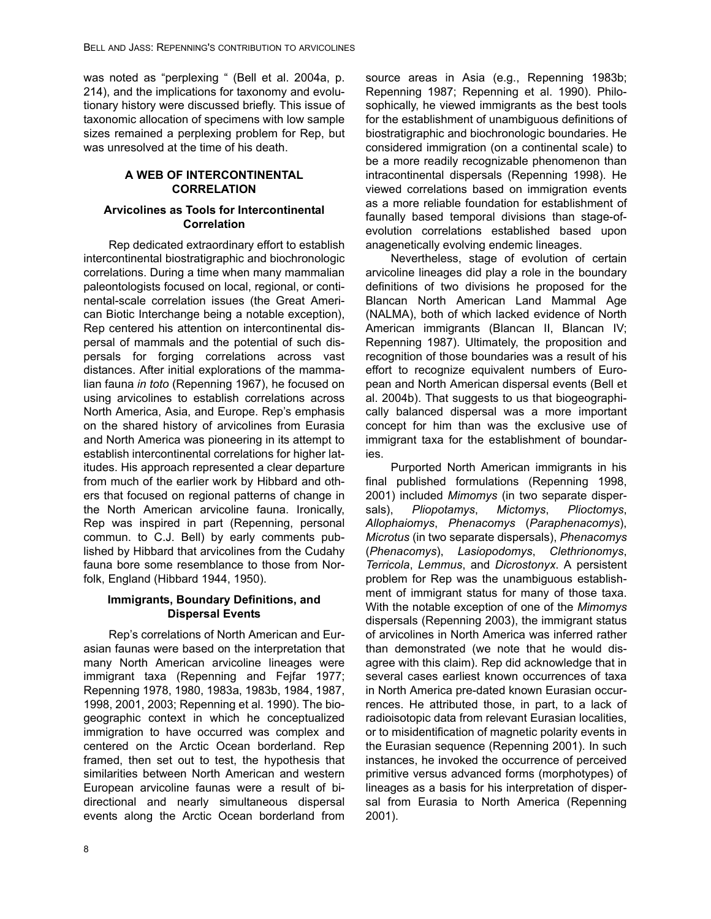was noted as "perplexing " (Bell et al. 2004a, p. 214), and the implications for taxonomy and evolutionary history were discussed briefly. This issue of taxonomic allocation of specimens with low sample sizes remained a perplexing problem for Rep, but was unresolved at the time of his death.

## A WEB OF INTERCONTINENTAL CORRELATION

### Arvicolines as Tools for Intercontinental Correlation

Rep dedicated extraordinary effort to establish intercontinental biostratigraphic and biochronologic correlations. During a time when many mammalian paleontologists focused on local, regional, or continental-scale correlation issues (the Great American Biotic Interchange being a notable exception), Rep centered his attention on intercontinental dispersal of mammals and the potential of such dispersals for forging correlations across vast distances. After initial explorations of the mammalian fauna *in toto* (Repenning 1967), he focused on using arvicolines to establish correlations across North America, Asia, and Europe. Rep's emphasis on the shared history of arvicolines from Eurasia and North America was pioneering in its attempt to establish intercontinental correlations for higher latitudes. His approach represented a clear departure from much of the earlier work by Hibbard and others that focused on regional patterns of change in the North American arvicoline fauna. Ironically, Rep was inspired in part (Repenning, personal commun. to C.J. Bell) by early comments published by Hibbard that arvicolines from the Cudahy fauna bore some resemblance to those from Norfolk, England (Hibbard 1944, 1950).

### Immigrants, Boundary Definitions, and Dispersal Events

Rep's correlations of North American and Eurasian faunas were based on the interpretation that many North American arvicoline lineages were immigrant taxa (Repenning and Fejfar 1977; Repenning 1978, 1980, 1983a, 1983b, 1984, 1987, 1998, 2001, 2003; Repenning et al. 1990). The biogeographic context in which he conceptualized immigration to have occurred was complex and centered on the Arctic Ocean borderland. Rep framed, then set out to test, the hypothesis that similarities between North American and western European arvicoline faunas were a result of bi-directional and nearly simultaneous dispersal events along the Arctic Ocean borderland from source areas in Asia (e.g., Repenning 1983b; Repenning 1987; Repenning et al. 1990). Philosophically, he viewed immigrants as the best tools for the establishment of unambiguous definitions of biostratigraphic and biochronologic boundaries. He considered immigration (on a continental scale) to be a more readily recognizable phenomenon than intracontinental dispersals (Repenning 1998). He viewed correlations based on immigration events as a more reliable foundation for establishment of faunally based temporal divisions than stage-of-evolution correlations established based upon anagenetically evolving endemic lineages.

Nevertheless, stage of evolution of certain arvicoline lineages did play a role in the boundary definitions of two divisions he proposed for the Blancan North American Land Mammal Age (NALMA), both of which lacked evidence of North American immigrants (Blancan II, Blancan IV; Repenning 1987). Ultimately, the proposition and recognition of those boundaries was a result of his effort to recognize equivalent numbers of European and North American dispersal events (Bell et al. 2004b). That suggests to us that biogeographically balanced dispersal was a more important concept for him than was the exclusive use of immigrant taxa for the establishment of boundaries.

Purported North American immigrants in his final published formulations (Repenning 1998, 2001) included *Mimomys* (in two separate dispersals), *Pliopotamys*, *Mictomys*, *Plioctomys*, *Allophaiomys*, *Phenacomys* (*Paraphenacomys*), *Microtus* (in two separate dispersals), *Phenacomys* (*Phenacomys*), *Lasiopodomys*, *Clethrionomys*, *Terricola*, *Lemmus*, and *Dicrostonyx*. A persistent problem for Rep was the unambiguous establishment of immigrant status for many of those taxa. With the notable exception of one of the *Mimomys* dispersals (Repenning 2003), the immigrant status of arvicolines in North America was inferred rather than demonstrated (we note that he would disagree with this claim). Rep did acknowledge that in several cases earliest known occurrences of taxa in North America pre-dated known Eurasian occurrences. He attributed those, in part, to a lack of radioisotopic data from relevant Eurasian localities, or to misidentification of magnetic polarity events in the Eurasian sequence (Repenning 2001). In such instances, he invoked the occurrence of perceived primitive versus advanced forms (morphotypes) of lineages as a basis for his interpretation of dispersal from Eurasia to North America (Repenning 2001).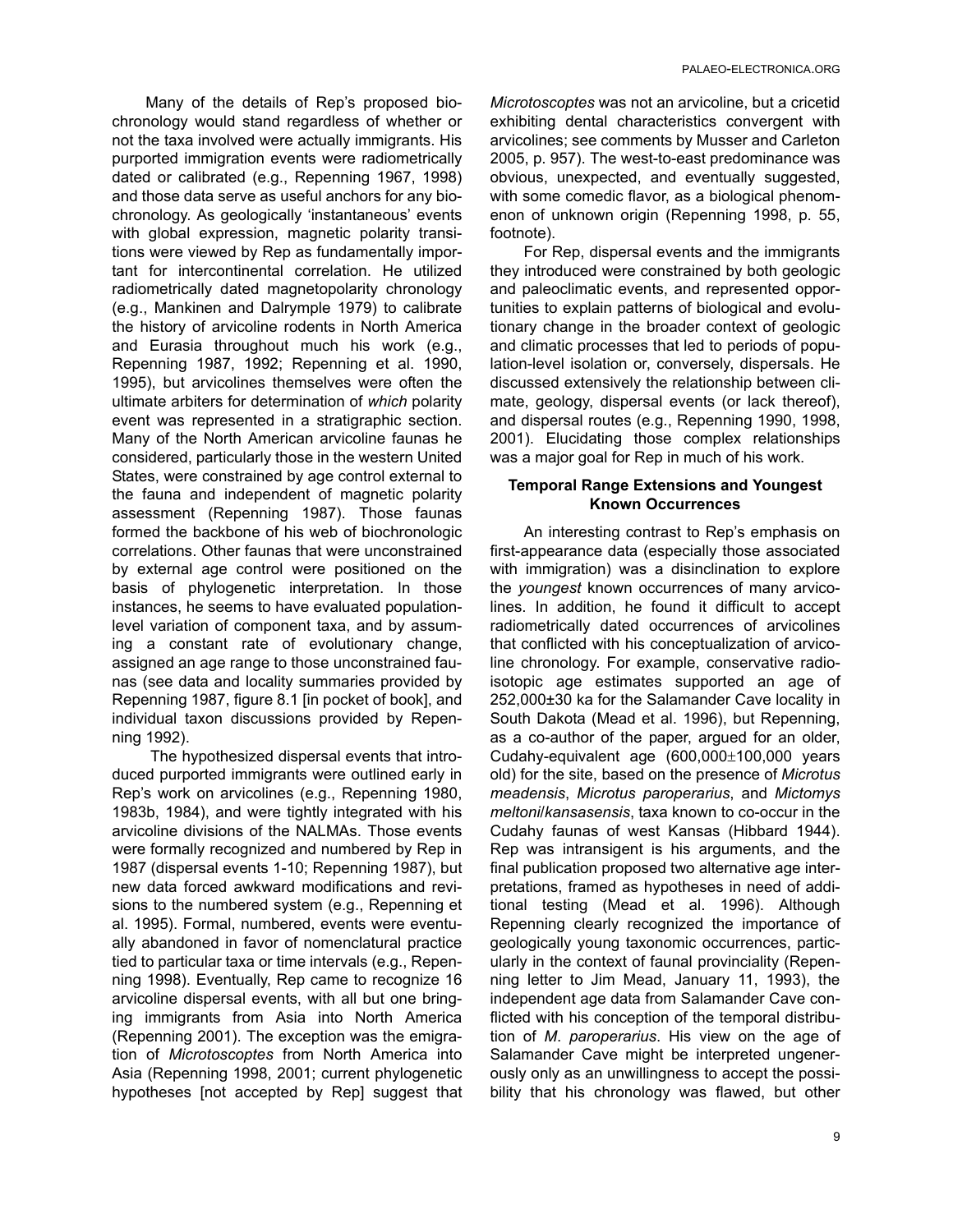Many of the details of Rep's proposed biochronology would stand regardless of whether or not the taxa involved were actually immigrants. His purported immigration events were radiometrically dated or calibrated (e.g., Repenning 1967, 1998) and those data serve as useful anchors for any biochronology. As geologically 'instantaneous' events with global expression, magnetic polarity transitions were viewed by Rep as fundamentally importtant for intercontinental correlation. He utilized radiometrically dated magnetopolarity chronology (e.g., Mankinen and Dalrymple 1979) to calibrate the history of arvicoline rodents in North America and Eurasia throughout much his work (e.g., Repenning 1987, 1992; Repenning et al. 1990, 1995), but arvicolines themselves were often the ultimate arbiters for determination of *which* polarity event was represented in a stratigraphic section. Many of the North American arvicoline faunas he considered, particularly those in the western United States, were constrained by age control external to the fauna and independent of magnetic polarity assessment (Repenning 1987). Those faunas formed the backbone of his web of biochronologic correlations. Other faunas that were unconstrained by external age control were positioned on the basis of phylogenetic interpretation. In those instances, he seems to have evaluated population-level variation of component taxa, and by assuming a constant rate of evolutionary change, assigned an age range to those unconstrained faunas (see data and locality summaries provided by Repenning 1987, figure 8.1 [in pocket of book], and individual taxon discussions provided by Repenning 1992).

The hypothesized dispersal events that introduced purported immigrants were outlined early in Rep's work on arvicolines (e.g., Repenning 1980, 1983b, 1984), and were tightly integrated with his arvicoline divisions of the NALMAs. Those events were formally recognized and numbered by Rep in 1987 (dispersal events 1-10; Repenning 1987), but new data forced awkward modifications and revisions to the numbered system (e.g., Repenning et al. 1995). Formal, numbered, events were eventually abandoned in favor of nomenclatural practice tied to particular taxa or time intervals (e.g., Repenning 1998). Eventually, Rep came to recognize 16 arvicoline dispersal events, with all but one bringing immigrants from Asia into North America (Repenning 2001). The exception was the emigration of *Microtoscoptes* from North America into Asia (Repenning 1998, 2001; current phylogenetic hypotheses [not accepted by Rep] suggest that *Microtoscoptes* was not an arvicoline, but a cricetid exhibiting dental characteristics convergent with arvicolines; see comments by Musser and Carleton 2005, p. 957). The west-to-east predominance was obvious, unexpected, and eventually suggested, with some comedic flavor, as a biological phenomenon of unknown origin (Repenning 1998, p. 55, footnote).

For Rep, dispersal events and the immigrants they introduced were constrained by both geologic and paleoclimatic events, and represented opportunities to explain patterns of biological and evolutionary change in the broader context of geologic and climatic processes that led to periods of population-level isolation or, conversely, dispersals. He discussed extensively the relationship between climate, geology, dispersal events (or lack thereof), and dispersal routes (e.g., Repenning 1990, 1998, 2001). Elucidating those complex relationships was a major goal for Rep in much of his work.

### Temporal Range Extensions and Youngest Known Occurrences

An interesting contrast to Rep's emphasis on first-appearance data (especially those associated with immigration) was a disinclination to explore the *youngest* known occurrences of many arvicolines. In addition, he found it difficult to accept radiometrically dated occurrences of arvicolines that conflicted with his conceptualization of arvicoline chronology. For example, conservative radioisotopic age estimates supported an age of 252,000±30 ka for the Salamander Cave locality in South Dakota (Mead et al. 1996), but Repenning, as a co-author of the paper, argued for an older, Cudahy-equivalent age (600,000±100,000 years old) for the site, based on the presence of *Microtus meadensis*, *Microtus paroperarius*, and *Mictomys meltoni/kansasensis*, taxa known to co-occur in the Cudahy faunas of west Kansas (Hibbard 1944). Rep was intransigent is his arguments, and the final publication proposed two alternative age interpretations, framed as hypotheses in need of additional testing (Mead et al. 1996). Although Repenning clearly recognized the importance of geologically young taxonomic occurrences, particularly in the context of faunal provinciality (Repenning letter to Jim Mead, January 11, 1993), the independent age data from Salamander Cave conflicted with his conception of the temporal distribution of *M. paroperarius*. His view on the age of Salamander Cave might be interpreted ungenerously only as an unwillingness to accept the possibility that his chronology was flawed, but other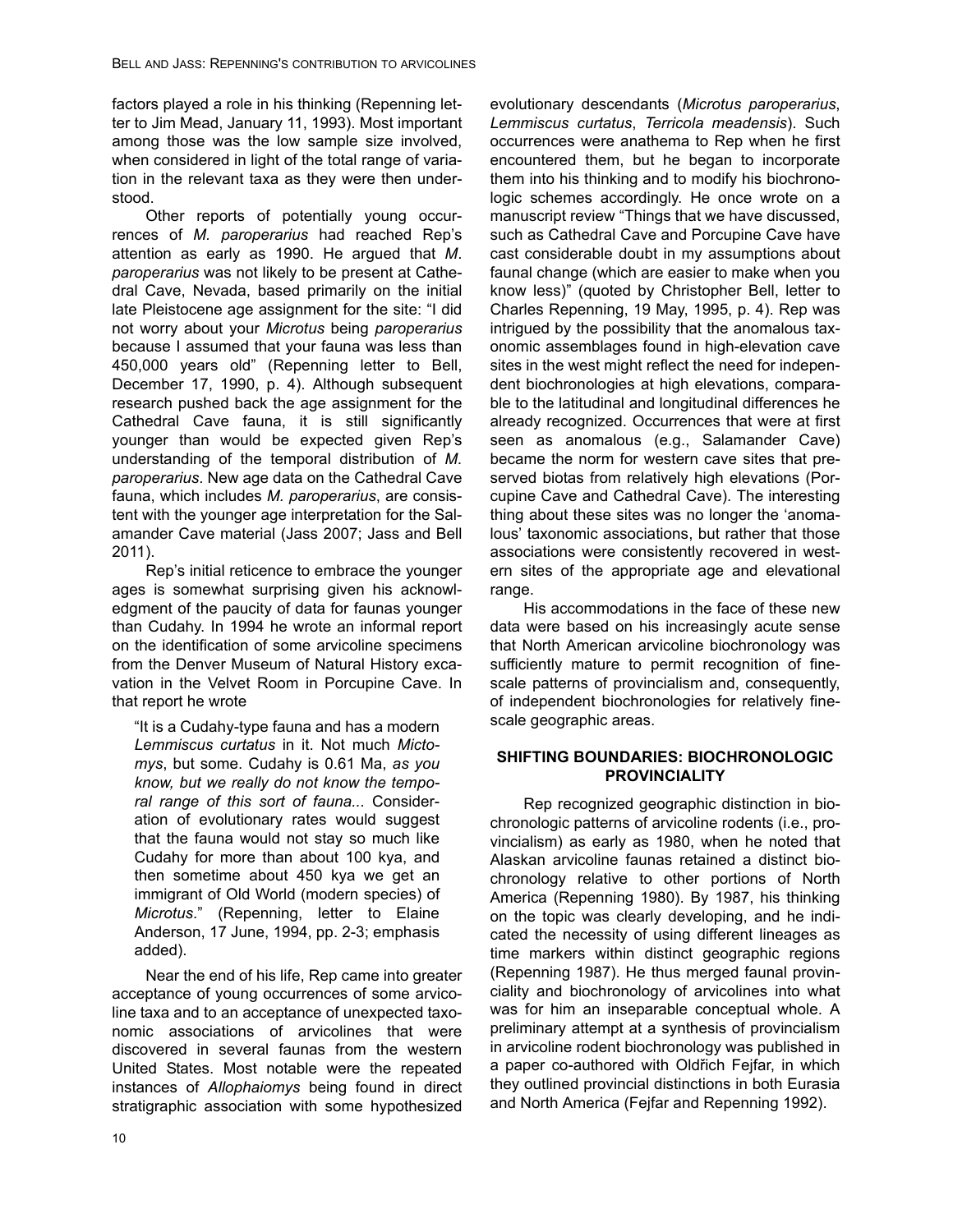factors played a role in his thinking (Repenning letter to Jim Mead, January 11, 1993). Most important among those was the low sample size involved, when considered in light of the total range of variation in the relevant taxa as they were then understood.

Other reports of potentially young occurrences of *M. paroperarius* had reached Rep's attention as early as 1990. He argued that *M. paroperarius* was not likely to be present at Cathedral Cave, Nevada, based primarily on the initial late Pleistocene age assignment for the site: "I did not worry about your *Microtus* being *paroperarius* because I assumed that your fauna was less than 450,000 years old" (Repenning letter to Bell, December 17, 1990, p. 4). Although subsequent research pushed back the age assignment for the Cathedral Cave fauna, it is still significantly younger than would be expected given Rep's understanding of the temporal distribution of *M. paroperarius*. New age data on the Cathedral Cave fauna, which includes *M. paroperarius*, are consistent with the younger age interpretation for the Salamander Cave material (Jass 2007; Jass and Bell 2011).

Rep's initial reticence to embrace the younger ages is somewhat surprising given his acknowledgment of the paucity of data for faunas younger than Cudahy. In 1994 he wrote an informal report on the identification of some arvicoline specimens from the Denver Museum of Natural History excavation in the Velvet Room in Porcupine Cave. In that report he wrote

> "It is a Cudahy-type fauna and has a modern *Lemmiscus curtatus* in it. Not much *Mictomys*, but some. Cudahy is 0.61 Ma, *as you know, but we really do not know the temporal range of this sort of fauna...* Consideration of evolutionary rates would suggest that the fauna would not stay so much like Cudahy for more than about 100 kya, and then sometime about 450 kya we get an immigrant of Old World (modern species) of *Microtus*." (Repenning, letter to Elaine Anderson, 17 June, 1994, pp. 2-3; emphasis added).

Near the end of his life, Rep came into greater acceptance of young occurrences of some arvicoline taxa and to an acceptance of unexpected taxonomic associations of arvicolines that were discovered in several faunas from the western United States. Most notable were the repeated instances of *Allophaiomys* being found in direct stratigraphic association with some hypothesized evolutionary descendants (*Microtus paroperarius*, *Lemmiscus curtatus*, *Terricola meadensis*). Such occurrences were anathema to Rep when he first encountered them, but he began to incorporate them into his thinking and to modify his biochronologic schemes accordingly. He once wrote on a manuscript review "Things that we have discussed, such as Cathedral Cave and Porcupine Cave have cast considerable doubt in my assumptions about faunal change (which are easier to make when you know less)" (quoted by Christopher Bell, letter to Charles Repenning, 19 May, 1995, p. 4). Rep was intrigued by the possibility that the anomalous taxonomic assemblages found in high-elevation cave sites in the west might reflect the need for independent biochronologies at high elevations, comparable to the latitudinal and longitudinal differences he already recognized. Occurrences that were at first seen as anomalous (e.g., Salamander Cave) became the norm for western cave sites that preserved biotas from relatively high elevations (Porcupine Cave and Cathedral Cave). The interesting thing about these sites was no longer the 'anomalous' taxonomic associations, but rather that those associations were consistently recovered in western sites of the appropriate age and elevational range.

His accommodations in the face of these new data were based on his increasingly acute sense that North American arvicoline biochronology was sufficiently mature to permit recognition of fine-scale patterns of provincialism and, consequently, of independent biochronologies for relatively fine-scale geographic areas.

## SHIFTING BOUNDARIES: BIOCHRONOLOGIC PROVINCIALITY

Rep recognized geographic distinction in biochronologic patterns of arvicoline rodents (i.e., provincialism) as early as 1980, when he noted that Alaskan arvicoline faunas retained a distinct biochronology relative to other portions of North America (Repenning 1980). By 1987, his thinking on the topic was clearly developing, and he indicated the necessity of using different lineages as time markers within distinct geographic regions (Repenning 1987). He thus merged faunal provinciality and biochronology of arvicolines into what was for him an inseparable conceptual whole. A preliminary attempt at a synthesis of provincialism in arvicoline rodent biochronology was published in a paper co-authored with Oldřich Fejfar, in which they outlined provincial distinctions in both Eurasia and North America (Fejfar and Repenning 1992).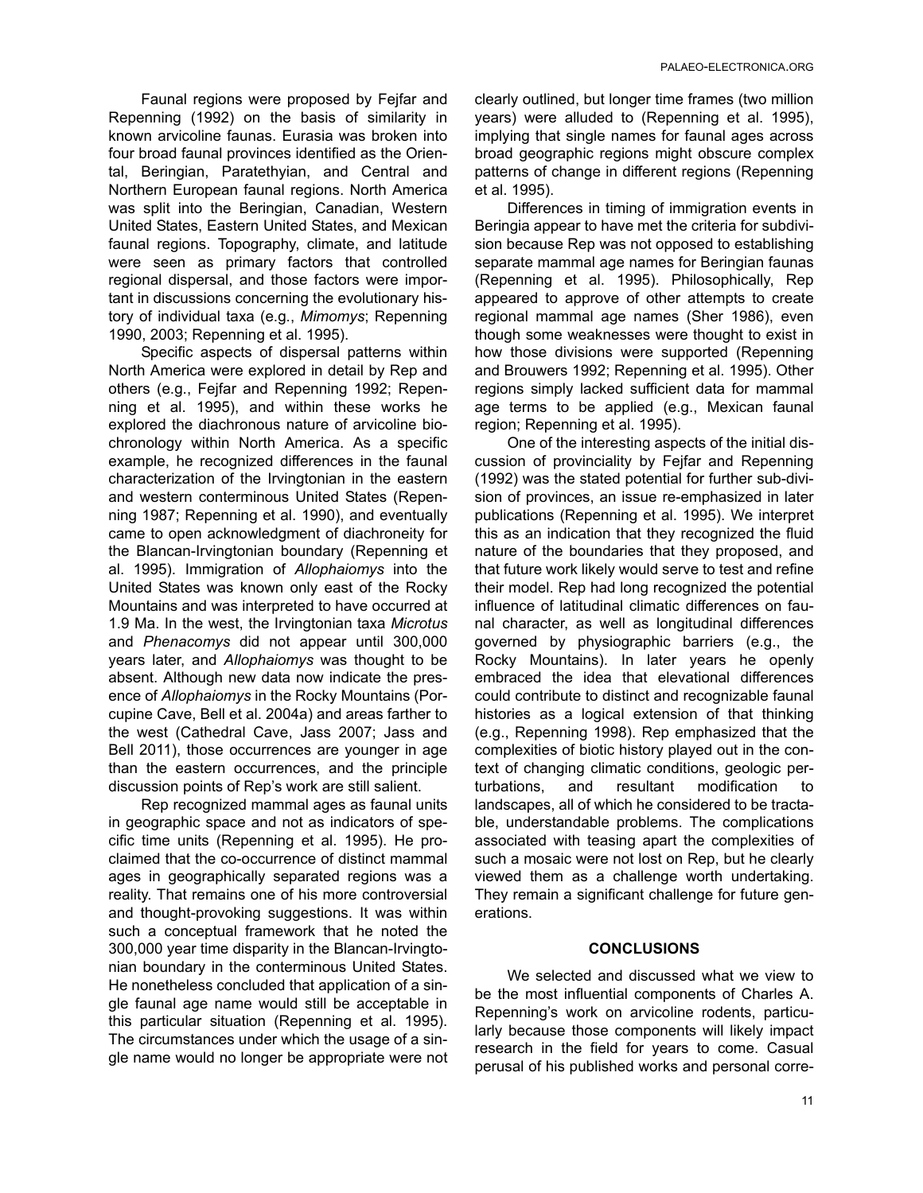Faunal regions were proposed by Fejfar and Repenning (1992) on the basis of similarity in known arvicoline faunas. Eurasia was broken into four broad faunal provinces identified as the Oriental, Beringian, Paratethyian, and Central and Northern European faunal regions. North America was split into the Beringian, Canadian, Western United States, Eastern United States, and Mexican faunal regions. Topography, climate, and latitude were seen as primary factors that controlled regional dispersal, and those factors were important in discussions concerning the evolutionary history of individual taxa (e.g., *Mimomys*; Repenning 1990, 2003; Repenning et al. 1995).

Specific aspects of dispersal patterns within North America were explored in detail by Rep and others (e.g., Fejfar and Repenning 1992; Repenning et al. 1995), and within these works he explored the diachronous nature of arvicoline biochronology within North America. As a specific example, he recognized differences in the faunal characterization of the Irvingtonian in the eastern and western conterminous United States (Repenning 1987; Repenning et al. 1990), and eventually came to open acknowledgment of diachroneity for the Blancan-Irvingtonian boundary (Repenning et al. 1995). Immigration of *Allophaiomys* into the United States was known only east of the Rocky Mountains and was interpreted to have occurred at 1.9 Ma. In the west, the Irvingtonian taxa *Microtus* and *Phenacomys* did not appear until 300,000 years later, and *Allophaiomys* was thought to be absent. Although new data now indicate the presence of *Allophaiomys* in the Rocky Mountains (Porcupine Cave, Bell et al. 2004a) and areas farther to the west (Cathedral Cave, Jass 2007; Jass and Bell 2011), those occurrences are younger in age than the eastern occurrences, and the principle discussion points of Rep's work are still salient.

Rep recognized mammal ages as faunal units in geographic space and not as indicators of specific time units (Repenning et al. 1995). He proclaimed that the co-occurrence of distinct mammal ages in geographically separated regions was a reality. That remains one of his more controversial and thought-provoking suggestions. It was within such a conceptual framework that he noted the 300,000 year time disparity in the Blancan-Irvingtonian boundary in the conterminous United States. He nonetheless concluded that application of a single faunal age name would still be acceptable in this particular situation (Repenning et al. 1995). The circumstances under which the usage of a single name would no longer be appropriate were not clearly outlined, but longer time frames (two million years) were alluded to (Repenning et al. 1995), implying that single names for faunal ages across broad geographic regions might obscure complex patterns of change in different regions (Repenning et al. 1995).

Differences in timing of immigration events in Beringia appear to have met the criteria for subdivision because Rep was not opposed to establishing separate mammal age names for Beringian faunas (Repenning et al. 1995). Philosophically, Rep appeared to approve of other attempts to create regional mammal age names (Sher 1986), even though some weaknesses were thought to exist in how those divisions were supported (Repenning and Brouwers 1992; Repenning et al. 1995). Other regions simply lacked sufficient data for mammal age terms to be applied (e.g., Mexican faunal region; Repenning et al. 1995).

One of the interesting aspects of the initial discussion of provinciality by Fejfar and Repenning (1992) was the stated potential for further sub-division of provinces, an issue re-emphasized in later publications (Repenning et al. 1995). We interpret this as an indication that they recognized the fluid nature of the boundaries that they proposed, and that future work likely would serve to test and refine their model. Rep had long recognized the potential influence of latitudinal climatic differences on faunal character, as well as longitudinal differences governed by physiographic barriers (e.g., the Rocky Mountains). In later years he openly embraced the idea that elevational differences could contribute to distinct and recognizable faunal histories as a logical extension of that thinking (e.g., Repenning 1998). Rep emphasized that the complexities of biotic history played out in the context of changing climatic conditions, geologic perturbations, and resultant modification to landscapes, all of which he considered to be tractable, understandable problems. The complications associated with teasing apart the complexities of such a mosaic were not lost on Rep, but he clearly viewed them as a challenge worth undertaking. They remain a significant challenge for future generations.

## CONCLUSIONS

We selected and discussed what we view to be the most influential components of Charles A. Repenning's work on arvicoline rodents, particularly because those components will likely impact research in the field for years to come. Casual perusal of his published works and personal corre-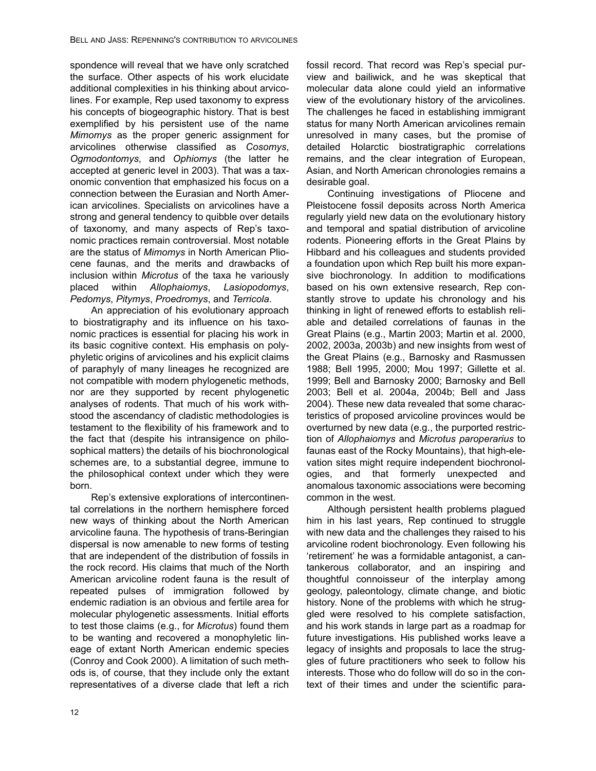spondence will reveal that we have only scratched the surface. Other aspects of his work elucidate additional complexities in his thinking about arvicolines. For example, Rep used taxonomy to express his concepts of biogeographic history. That is best exemplified by his persistent use of the name *Mimomys* as the proper generic assignment for arvicolines otherwise classified as *Cosomys*, *Ogmodontomys*, and *Ophiomys* (the latter he accepted at generic level in 2003). That was a taxonomic convention that emphasized his focus on a connection between the Eurasian and North American arvicolines. Specialists on arvicolines have a strong and general tendency to quibble over details of taxonomy, and many aspects of Rep's taxonomic practices remain controversial. Most notable are the status of *Mimomys* in North American Pliocene faunas, and the merits and drawbacks of inclusion within *Microtus* of the taxa he variously placed within *Allophaiomys*, *Lasiopodomys*, *Pedomys*, *Pitymys*, *Proedromys*, and *Terricola*.

An appreciation of his evolutionary approach to biostratigraphy and its influence on his taxonomic practices is essential for placing his work in its basic cognitive context. His emphasis on polyphyletic origins of arvicolines and his explicit claims of paraphyly of many lineages he recognized are not compatible with modern phylogenetic methods, nor are they supported by recent phylogenetic analyses of rodents. That much of his work withstood the ascendancy of cladistic methodologies is testament to the flexibility of his framework and to the fact that (despite his intransigence on philosophical matters) the details of his biochronological schemes are, to a substantial degree, immune to the philosophical context under which they were born.

Rep's extensive explorations of intercontinental correlations in the northern hemisphere forced new ways of thinking about the North American arvicoline fauna. The hypothesis of trans-Beringian dispersal is now amenable to new forms of testing that are independent of the distribution of fossils in the rock record. His claims that much of the North American arvicoline rodent fauna is the result of repeated pulses of immigration followed by endemic radiation is an obvious and fertile area for molecular phylogenetic assessments. Initial efforts to test those claims (e.g., for *Microtus*) found them to be wanting and recovered a monophyletic lineage of extant North American endemic species (Conroy and Cook 2000). A limitation of such methods is, of course, that they include only the extant representatives of a diverse clade that left a rich fossil record. That record was Rep's special purview and bailiwick, and he was skeptical that molecular data alone could yield an informative view of the evolutionary history of the arvicolines. The challenges he faced in establishing immigrant status for many North American arvicolines remain unresolved in many cases, but the promise of detailed Holarctic biostratigraphic correlations remains, and the clear integration of European, Asian, and North American chronologies remains a desirable goal.

Continuing investigations of Pliocene and Pleistocene fossil deposits across North America regularly yield new data on the evolutionary history and temporal and spatial distribution of arvicoline rodents. Pioneering efforts in the Great Plains by Hibbard and his colleagues and students provided a foundation upon which Rep built his more expansive biochronology. In addition to modifications based on his own extensive research, Rep constantly strove to update his chronology and his thinking in light of renewed efforts to establish reliable and detailed correlations of faunas in the Great Plains (e.g., Martin 2003; Martin et al. 2000, 2002, 2003a, 2003b) and new insights from west of the Great Plains (e.g., Barnosky and Rasmussen 1988; Bell 1995, 2000; Mou 1997; Gillette et al. 1999; Bell and Barnosky 2000; Barnosky and Bell 2003; Bell et al. 2004a, 2004b; Bell and Jass 2004). These new data revealed that some characteristics of proposed arvicoline provinces would be overturned by new data (e.g., the purported restriction of *Allophaiomys* and *Microtus paroperarius* to faunas east of the Rocky Mountains), that high-elevation sites might require independent biochronologies, and that formerly unexpected and anomalous taxonomic associations were becoming common in the west.

Although persistent health problems plagued him in his last years, Rep continued to struggle with new data and the challenges they raised to his arvicoline rodent biochronology. Even following his 'retirement' he was a formidable antagonist, a cantankerous collaborator, and an inspiring and thoughtful connoisseur of the interplay among geology, paleontology, climate change, and biotic history. None of the problems with which he struggled were resolved to his complete satisfaction, and his work stands in large part as a roadmap for future investigations. His published works leave a legacy of insights and proposals to lace the struggles of future practitioners who seek to follow his interests. Those who do follow will do so in the context of their times and under the scientific para-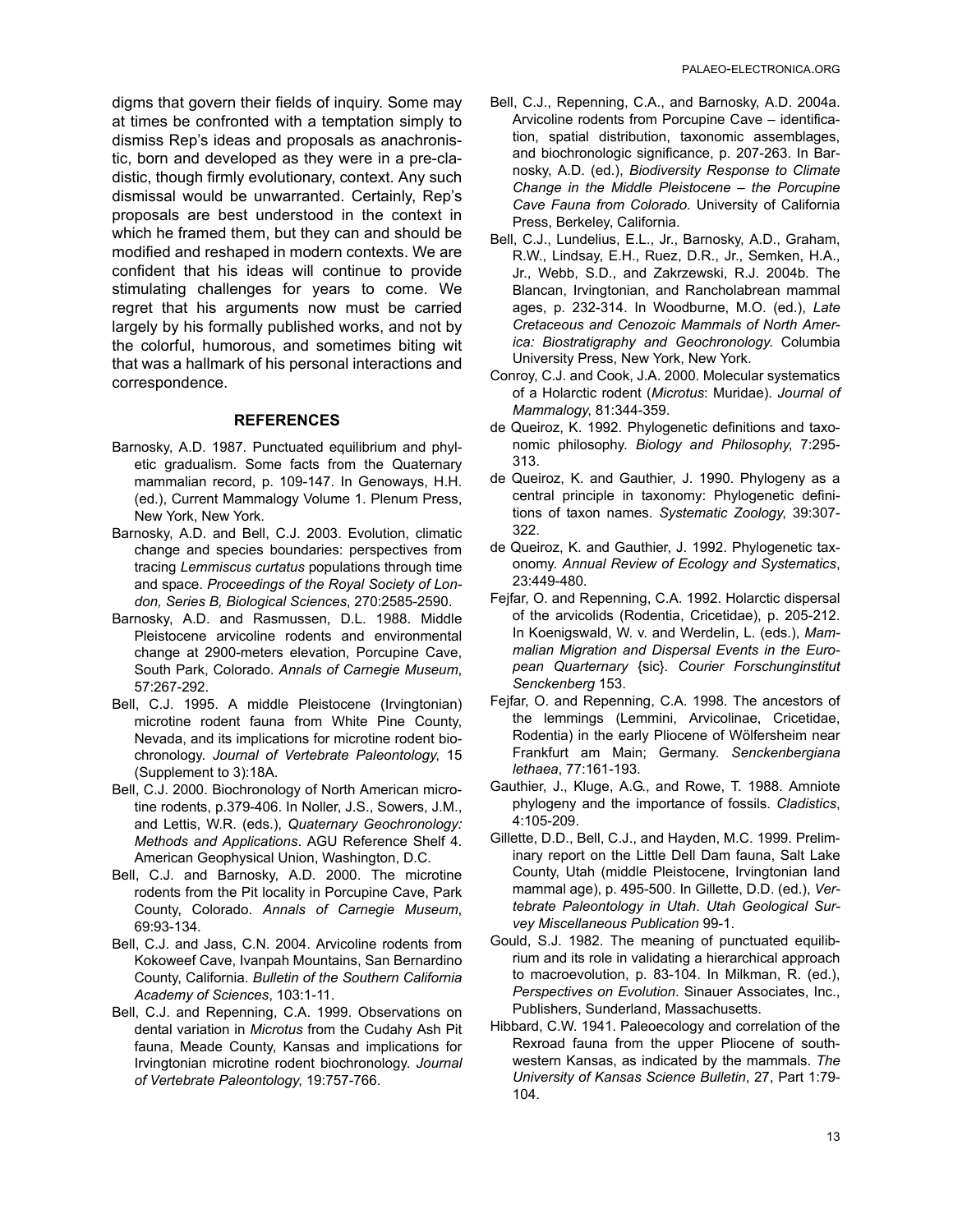digms that govern their fields of inquiry. Some may at times be confronted with a temptation simply to dismiss Rep's ideas and proposals as anachronistic, born and developed as they were in a pre-cladistic, though firmly evolutionary, context. Any such dismissal would be unwarranted. Certainly, Rep's proposals are best understood in the context in which he framed them, but they can and should be modified and reshaped in modern contexts. We are confident that his ideas will continue to provide stimulating challenges for years to come. We regret that his arguments now must be carried largely by his formally published works, and not by the colorful, humorous, and sometimes biting wit that was a hallmark of his personal interactions and correspondence.

## REFERENCES

Barnosky, A.D. 1987. Punctuated equilibrium and phyletic gradualism. Some facts from the Quaternary mammalian record, p. 109-147. In Genoways, H.H. (ed.), Current Mammalogy Volume 1. Plenum Press, New York, New York.

Barnosky, A.D. and Bell, C.J. 2003. Evolution, climatic change and species boundaries: perspectives from tracing *Lemmiscus curtatus* populations through time and space. *Proceedings of the Royal Society of London, Series B, Biological Sciences*, 270:2585-2590.

Barnosky, A.D. and Rasmussen, D.L. 1988. Middle Pleistocene arvicoline rodents and environmental change at 2900-meters elevation, Porcupine Cave, South Park, Colorado. *Annals of Carnegie Museum*, 57:267-292.

Bell, C.J. 1995. A middle Pleistocene (Irvingtonian) microtine rodent fauna from White Pine County, Nevada, and its implications for microtine rodent biochronology. *Journal of Vertebrate Paleontology*, 15 (Supplement to 3):18A.

Bell, C.J. 2000. Biochronology of North American microtine rodents, p.379-406. In Noller, J.S., Sowers, J.M., and Lettis, W.R. (eds.), *Quaternary Geochronology: Methods and Applications*. AGU Reference Shelf 4. American Geophysical Union, Washington, D.C.

Bell, C.J. and Barnosky, A.D. 2000. The microtine rodents from the Pit locality in Porcupine Cave, Park County, Colorado. *Annals of Carnegie Museum*, 69:93-134.

Bell, C.J. and Jass, C.N. 2004. Arvicoline rodents from Kokoweef Cave, Ivanpah Mountains, San Bernardino County, California. *Bulletin of the Southern California Academy of Sciences*, 103:1-11.

Bell, C.J. and Repenning, C.A. 1999. Observations on dental variation in *Microtus* from the Cudahy Ash Pit fauna, Meade County, Kansas and implications for Irvingtonian microtine rodent biochronology. *Journal of Vertebrate Paleontology*, 19:757-766.

Bell, C.J., Repenning, C.A., and Barnosky, A.D. 2004a. Arvicoline rodents from Porcupine Cave – identification, spatial distribution, taxonomic assemblages, and biochronologic significance, p. 207-263. In Barnosky, A.D. (ed.), *Biodiversity Response to Climate Change in the Middle Pleistocene – the Porcupine Cave Fauna from Colorado*. University of California Press, Berkeley, California.

Bell, C.J., Lundelius, E.L., Jr., Barnosky, A.D., Graham, R.W., Lindsay, E.H., Ruez, D.R., Jr., Semken, H.A., Jr., Webb, S.D., and Zakrzewski, R.J. 2004b. The Blancan, Irvingtonian, and Rancholabrean mammal ages, p. 232-314. In Woodburne, M.O. (ed.), *Late Cretaceous and Cenozoic Mammals of North America: Biostratigraphy and Geochronology*. Columbia University Press, New York, New York.

Conroy, C.J. and Cook, J.A. 2000. Molecular systematics of a Holarctic rodent (*Microtus*: Muridae). *Journal of Mammalogy*, 81:344-359.

de Queiroz, K. 1992. Phylogenetic definitions and taxonomic philosophy. *Biology and Philosophy*, 7:295-313.

de Queiroz, K. and Gauthier, J. 1990. Phylogeny as a central principle in taxonomy: Phylogenetic definitions of taxon names. *Systematic Zoology*, 39:307-322.

de Queiroz, K. and Gauthier, J. 1992. Phylogenetic taxonomy. *Annual Review of Ecology and Systematics*, 23:449-480.

Fejfar, O. and Repenning, C.A. 1992. Holarctic dispersal of the arvicolids (Rodentia, Cricetidae), p. 205-212. In Koenigswald, W. v. and Werdelin, L. (eds.), *Mammalian Migration and Dispersal Events in the European Quarternary* {sic}. *Courier Forschunginstitut Senckenberg* 153.

Fejfar, O. and Repenning, C.A. 1998. The ancestors of the lemmings (Lemmini, Arvicolinae, Cricetidae, Rodentia) in the early Pliocene of Wölfersheim near Frankfurt am Main; Germany. *Senckenbergiana lethaea*, 77:161-193.

Gauthier, J., Kluge, A.G., and Rowe, T. 1988. Amniote phylogeny and the importance of fossils. *Cladistics*, 4:105-209.

Gillette, D.D., Bell, C.J., and Hayden, M.C. 1999. Preliminary report on the Little Dell Dam fauna, Salt Lake County, Utah (middle Pleistocene, Irvingtonian land mammal age), p. 495-500. In Gillette, D.D. (ed.), *Vertebrate Paleontology in Utah*. *Utah Geological Survey Miscellaneous Publication* 99-1.

Gould, S.J. 1982. The meaning of punctuated equilibrium and its role in validating a hierarchical approach to macroevolution, p. 83-104. In Milkman, R. (ed.), *Perspectives on Evolution*. Sinauer Associates, Inc., Publishers, Sunderland, Massachusetts.

Hibbard, C.W. 1941. Paleoecology and correlation of the Rexroad fauna from the upper Pliocene of southwestern Kansas, as indicated by the mammals. *The University of Kansas Science Bulletin*, 27, Part 1:79-104.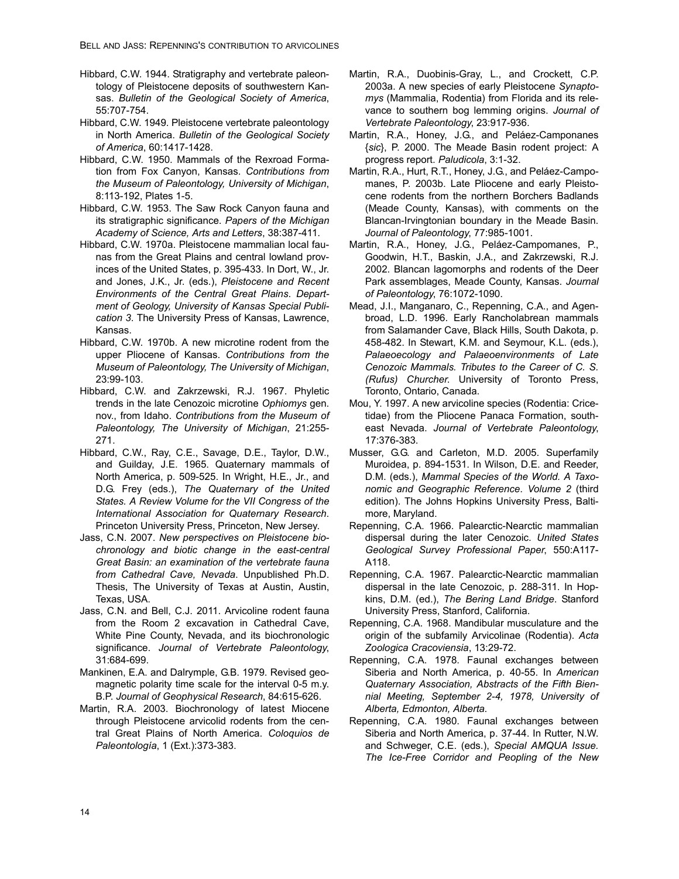Hibbard, C.W. 1944. Stratigraphy and vertebrate paleontology of Pleistocene deposits of southwestern Kansas. *Bulletin of the Geological Society of America*, 55:707-754.

Hibbard, C.W. 1949. Pleistocene vertebrate paleontology in North America. *Bulletin of the Geological Society of America*, 60:1417-1428.

Hibbard, C.W. 1950. Mammals of the Rexroad Formation from Fox Canyon, Kansas. *Contributions from the Museum of Paleontology, University of Michigan*, 8:113-192, Plates 1-5.

Hibbard, C.W. 1953. The Saw Rock Canyon fauna and its stratigraphic significance. *Papers of the Michigan Academy of Science, Arts and Letters*, 38:387-411.

Hibbard, C.W. 1970a. Pleistocene mammalian local faunas from the Great Plains and central lowland provinces of the United States, p. 395-433. In Dort, W., Jr. and Jones, J.K., Jr. (eds.), *Pleistocene and Recent Environments of the Central Great Plains*. *Department of Geology, University of Kansas Special Publication 3*. The University Press of Kansas, Lawrence, Kansas.

Hibbard, C.W. 1970b. A new microtine rodent from the upper Pliocene of Kansas. *Contributions from the Museum of Paleontology, The University of Michigan*, 23:99-103.

Hibbard, C.W. and Zakrzewski, R.J. 1967. Phyletic trends in the late Cenozoic microtine *Ophiomys* gen. nov., from Idaho. *Contributions from the Museum of Paleontology, The University of Michigan*, 21:255-271.

Hibbard, C.W., Ray, C.E., Savage, D.E., Taylor, D.W., and Guilday, J.E. 1965. Quaternary mammals of North America, p. 509-525. In Wright, H.E., Jr., and D.G. Frey (eds.), *The Quaternary of the United States. A Review Volume for the VII Congress of the International Association for Quaternary Research*. Princeton University Press, Princeton, New Jersey.

Jass, C.N. 2007. *New perspectives on Pleistocene biochronology and biotic change in the east-central Great Basin: an examination of the vertebrate fauna from Cathedral Cave, Nevada*. Unpublished Ph.D. Thesis, The University of Texas at Austin, Austin, Texas, USA.

Jass, C.N. and Bell, C.J. 2011. Arvicoline rodent fauna from the Room 2 excavation in Cathedral Cave, White Pine County, Nevada, and its biochronologic significance. *Journal of Vertebrate Paleontology*, 31:684-699.

Mankinen, E.A. and Dalrymple, G.B. 1979. Revised geomagnetic polarity time scale for the interval 0-5 m.y. B.P. *Journal of Geophysical Research*, 84:615-626.

Martin, R.A. 2003. Biochronology of latest Miocene through Pleistocene arvicolid rodents from the central Great Plains of North America. *Coloquios de Paleontología*, 1 (Ext.):373-383.

Martin, R.A., Duobinis-Gray, L., and Crockett, C.P. 2003a. A new species of early Pleistocene *Synaptomys* (Mammalia, Rodentia) from Florida and its relevance to southern bog lemming origins. *Journal of Vertebrate Paleontology*, 23:917-936.

Martin, R.A., Honey, J.G., and Peláez-Camponanes {*sic*}, P. 2000. The Meade Basin rodent project: A progress report. *Paludicola*, 3:1-32.

Martin, R.A., Hurt, R.T., Honey, J.G., and Peláez-Campomanes, P. 2003b. Late Pliocene and early Pleistocene rodents from the northern Borchers Badlands (Meade County, Kansas), with comments on the Blancan-Irvingtonian boundary in the Meade Basin. *Journal of Paleontology*, 77:985-1001.

Martin, R.A., Honey, J.G., Peláez-Campomanes, P., Goodwin, H.T., Baskin, J.A., and Zakrzewski, R.J. 2002. Blancan lagomorphs and rodents of the Deer Park assemblages, Meade County, Kansas. *Journal of Paleontology*, 76:1072-1090.

Mead, J.I., Manganaro, C., Repenning, C.A., and Agenbroad, L.D. 1996. Early Rancholabrean mammals from Salamander Cave, Black Hills, South Dakota, p. 458-482. In Stewart, K.M. and Seymour, K.L. (eds.), *Palaeoecology and Palaeoenvironments of Late Cenozoic Mammals. Tributes to the Career of C. S. (Rufus) Churcher*. University of Toronto Press, Toronto, Ontario, Canada.

Mou, Y. 1997. A new arvicoline species (Rodentia: Cricetidae) from the Pliocene Panaca Formation, southeast Nevada. *Journal of Vertebrate Paleontology*, 17:376-383.

Musser, G.G. and Carleton, M.D. 2005. Superfamily Muroidea, p. 894-1531. In Wilson, D.E. and Reeder, D.M. (eds.), *Mammal Species of the World. A Taxonomic and Geographic Reference*. *Volume 2* (third edition). The Johns Hopkins University Press, Baltimore, Maryland.

Repenning, C.A. 1966. Palearctic-Nearctic mammalian dispersal during the later Cenozoic. *United States Geological Survey Professional Paper*, 550:A117-A118.

Repenning, C.A. 1967. Palearctic-Nearctic mammalian dispersal in the late Cenozoic, p. 288-311. In Hopkins, D.M. (ed.), *The Bering Land Bridge*. Stanford University Press, Stanford, California.

Repenning, C.A. 1968. Mandibular musculature and the origin of the subfamily Arvicolinae (Rodentia). *Acta Zoologica Cracoviensia*, 13:29-72.

Repenning, C.A. 1978. Faunal exchanges between Siberia and North America, p. 40-55. In *American Quaternary Association, Abstracts of the Fifth Biennial Meeting, September 2-4, 1978, University of Alberta, Edmonton, Alberta.*

Repenning, C.A. 1980. Faunal exchanges between Siberia and North America, p. 37-44. In Rutter, N.W. and Schweger, C.E. (eds.), *Special AMQUA Issue. The Ice-Free Corridor and Peopling of the New*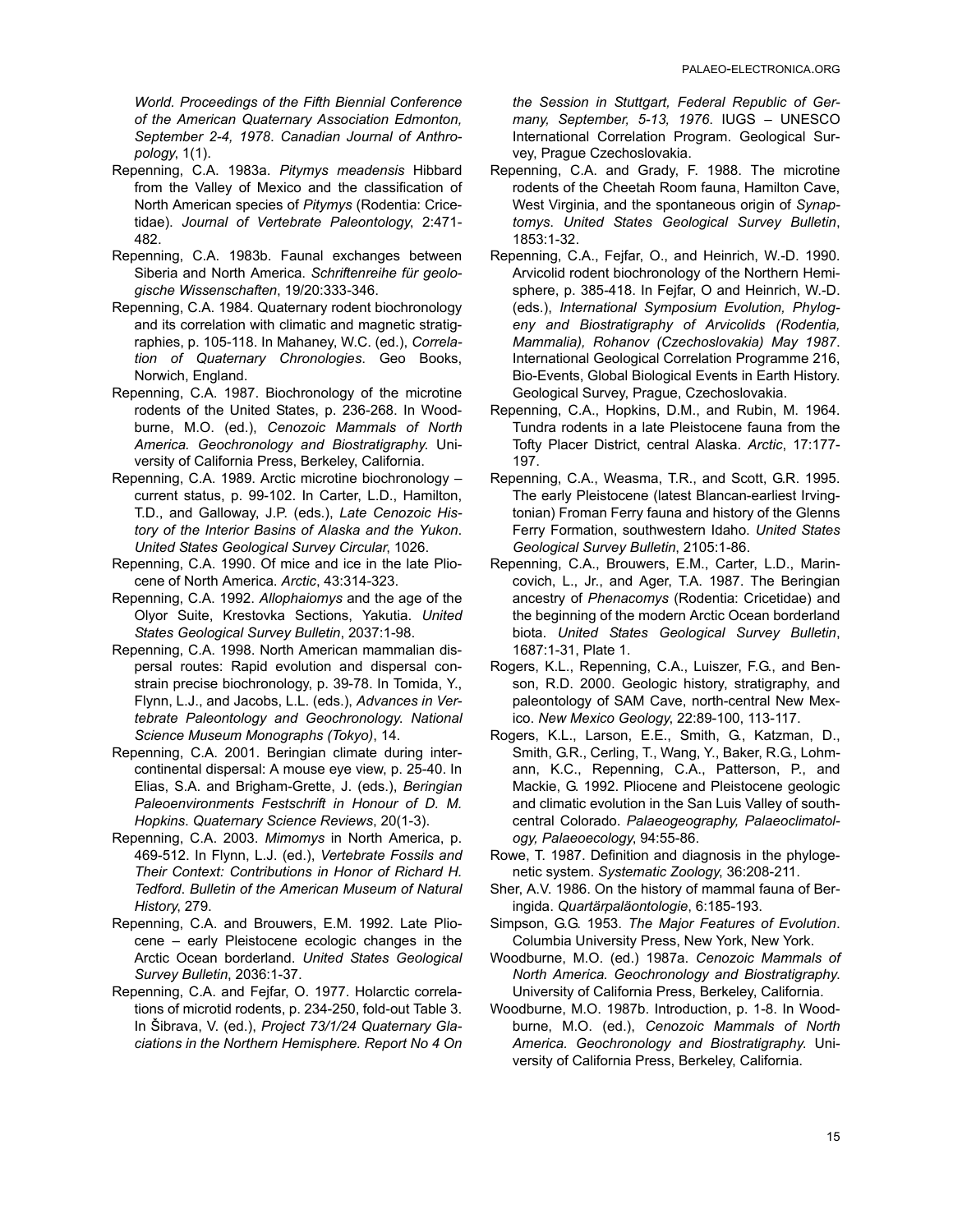*World. Proceedings of the Fifth Biennial Conference of the American Quaternary Association Edmonton, September 2-4, 1978*. *Canadian Journal of Anthropology*, 1(1).

Repenning, C.A. 1983a. *Pitymys meadensis* Hibbard from the Valley of Mexico and the classification of North American species of *Pitymys* (Rodentia: Cricetidae). *Journal of Vertebrate Paleontology*, 2:471-482.

Repenning, C.A. 1983b. Faunal exchanges between Siberia and North America. *Schriftenreihe für geologische Wissenschaften*, 19/20:333-346.

Repenning, C.A. 1984. Quaternary rodent biochronology and its correlation with climatic and magnetic stratigraphies, p. 105-118. In Mahaney, W.C. (ed.), *Correlation of Quaternary Chronologies*. Geo Books, Norwich, England.

Repenning, C.A. 1987. Biochronology of the microtine rodents of the United States, p. 236-268. In Woodburne, M.O. (ed.), *Cenozoic Mammals of North America. Geochronology and Biostratigraphy*. University of California Press, Berkeley, California.

Repenning, C.A. 1989. Arctic microtine biochronology – current status, p. 99-102. In Carter, L.D., Hamilton, T.D., and Galloway, J.P. (eds.), *Late Cenozoic History of the Interior Basins of Alaska and the Yukon*. *United States Geological Survey Circular*, 1026.

Repenning, C.A. 1990. Of mice and ice in the late Pliocene of North America. *Arctic*, 43:314-323.

Repenning, C.A. 1992. *Allophaiomys* and the age of the Olyor Suite, Krestovka Sections, Yakutia. *United States Geological Survey Bulletin*, 2037:1-98.

Repenning, C.A. 1998. North American mammalian dispersal routes: Rapid evolution and dispersal constrain precise biochronology, p. 39-78. In Tomida, Y., Flynn, L.J., and Jacobs, L.L. (eds.), *Advances in Vertebrate Paleontology and Geochronology. National Science Museum Monographs (Tokyo)*, 14.

Repenning, C.A. 2001. Beringian climate during intercontinental dispersal: A mouse eye view, p. 25-40. In Elias, S.A. and Brigham-Grette, J. (eds.), *Beringian Paleoenvironments Festschrift in Honour of D. M. Hopkins*. *Quaternary Science Reviews*, 20(1-3).

Repenning, C.A. 2003. *Mimomys* in North America, p. 469-512. In Flynn, L.J. (ed.), *Vertebrate Fossils and Their Context: Contributions in Honor of Richard H. Tedford*. *Bulletin of the American Museum of Natural History*, 279.

Repenning, C.A. and Brouwers, E.M. 1992. Late Pliocene – early Pleistocene ecologic changes in the Arctic Ocean borderland. *United States Geological Survey Bulletin*, 2036:1-37.

Repenning, C.A. and Fejfar, O. 1977. Holarctic correlations of microtid rodents, p. 234-250, fold-out Table 3. In Šibrava, V. (ed.), *Project 73/1/24 Quaternary Glaciations in the Northern Hemisphere. Report No 4 On the Session in Stuttgart, Federal Republic of Germany, September, 5-13, 1976*. IUGS – UNESCO International Correlation Program. Geological Survey, Prague Czechoslovakia.

Repenning, C.A. and Grady, F. 1988. The microtine rodents of the Cheetah Room fauna, Hamilton Cave, West Virginia, and the spontaneous origin of *Synaptomys*. *United States Geological Survey Bulletin*, 1853:1-32.

Repenning, C.A., Fejfar, O., and Heinrich, W.-D. 1990. Arvicolid rodent biochronology of the Northern Hemisphere, p. 385-418. In Fejfar, O and Heinrich, W.-D. (eds.), *International Symposium Evolution, Phylogeny and Biostratigraphy of Arvicolids (Rodentia, Mammalia), Rohanov (Czechoslovakia) May 1987*. International Geological Correlation Programme 216, Bio-Events, Global Biological Events in Earth History. Geological Survey, Prague, Czechoslovakia.

Repenning, C.A., Hopkins, D.M., and Rubin, M. 1964. Tundra rodents in a late Pleistocene fauna from the Tofty Placer District, central Alaska. *Arctic*, 17:177-197.

Repenning, C.A., Weasma, T.R., and Scott, G.R. 1995. The early Pleistocene (latest Blancan-earliest Irvingtonian) Froman Ferry fauna and history of the Glenns Ferry Formation, southwestern Idaho. *United States Geological Survey Bulletin*, 2105:1-86.

Repenning, C.A., Brouwers, E.M., Carter, L.D., Marincovich, L., Jr., and Ager, T.A. 1987. The Beringian ancestry of *Phenacomys* (Rodentia: Cricetidae) and the beginning of the modern Arctic Ocean borderland biota. *United States Geological Survey Bulletin*, 1687:1-31, Plate 1.

Rogers, K.L., Repenning, C.A., Luiszer, F.G., and Benson, R.D. 2000. Geologic history, stratigraphy, and paleontology of SAM Cave, north-central New Mexico. *New Mexico Geology*, 22:89-100, 113-117.

Rogers, K.L., Larson, E.E., Smith, G., Katzman, D., Smith, G.R., Cerling, T., Wang, Y., Baker, R.G., Lohmann, K.C., Repenning, C.A., Patterson, P., and Mackie, G. 1992. Pliocene and Pleistocene geologic and climatic evolution in the San Luis Valley of south-central Colorado. *Palaeogeography, Palaeoclimatology, Palaeoecology*, 94:55-86.

Rowe, T. 1987. Definition and diagnosis in the phylogenetic system. *Systematic Zoology*, 36:208-211.

Sher, A.V. 1986. On the history of mammal fauna of Beringida. *Quartärpaläontologie*, 6:185-193.

Simpson, G.G. 1953. *The Major Features of Evolution*. Columbia University Press, New York, New York.

Woodburne, M.O. (ed.) 1987a. *Cenozoic Mammals of North America. Geochronology and Biostratigraphy*. University of California Press, Berkeley, California.

Woodburne, M.O. 1987b. Introduction, p. 1-8. In Woodburne, M.O. (ed.), *Cenozoic Mammals of North America. Geochronology and Biostratigraphy*. University of California Press, Berkeley, California.